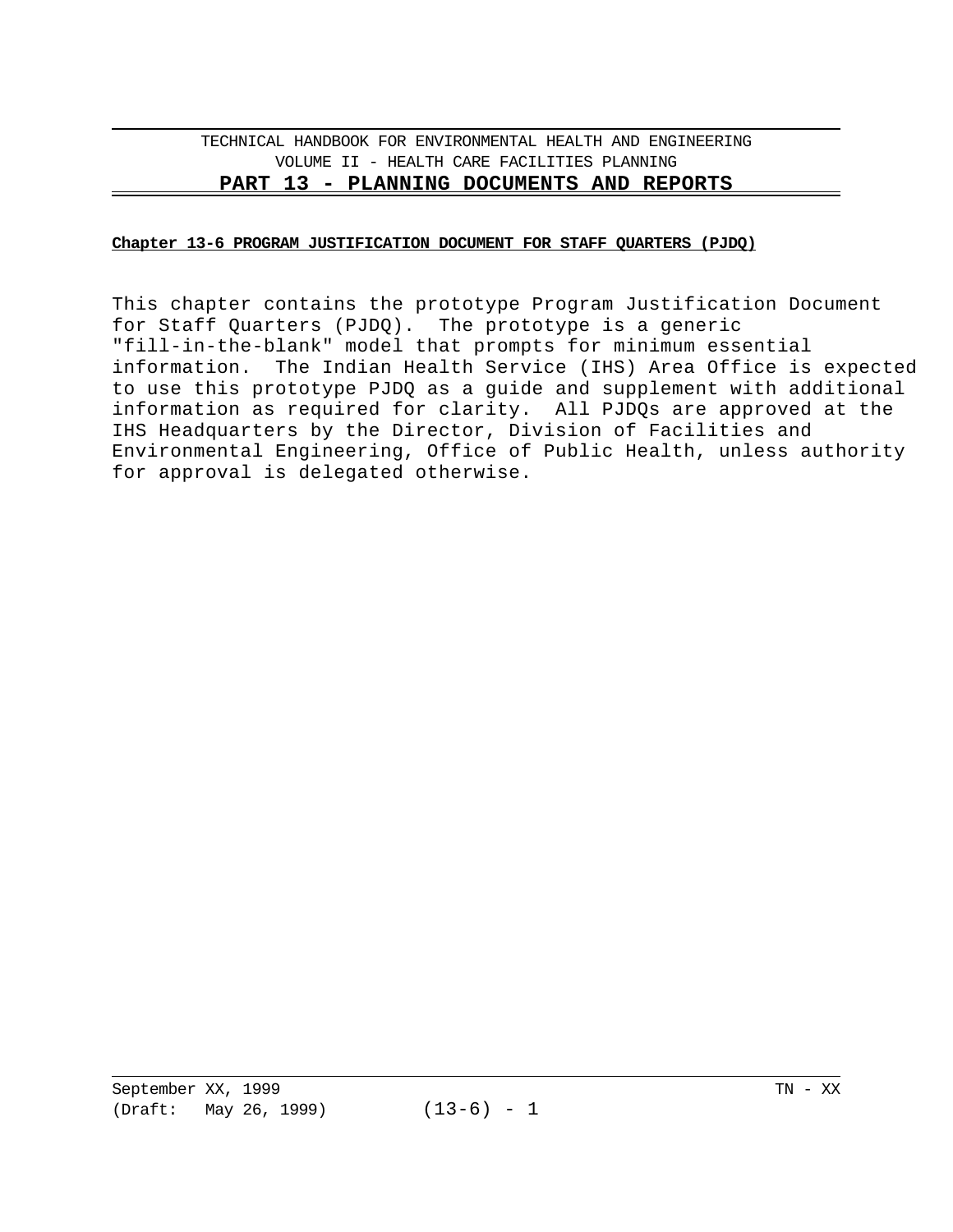TECHNICAL HANDBOOK FOR ENVIRONMENTAL HEALTH AND ENGINEERING

VOLUME II - HEALTH CARE FACILITIES PLANNING

# PART 13 - PLANNING DOCUMENTS AND REPORTS

## Chapter 13-6 PROGRAM JUSTIFICATION DOCUMENT FOR STAFF QUARTERS (PJDQ)

This chapter contains the prototype Program Justification Document for Staff Quarters (PJDQ). The prototype is a generic "fill-in-the-blank" model that prompts for minimum essential information. The Indian Health Service (IHS) Area Office is expected to use this prototype PJDQ as a guide and supplement with additional information as required for clarity. All PJDQs are approved at the IHS Headquarters by the Director, Division of Facilities and Environmental Engineering, Office of Public Health, unless authority for approval is delegated otherwise.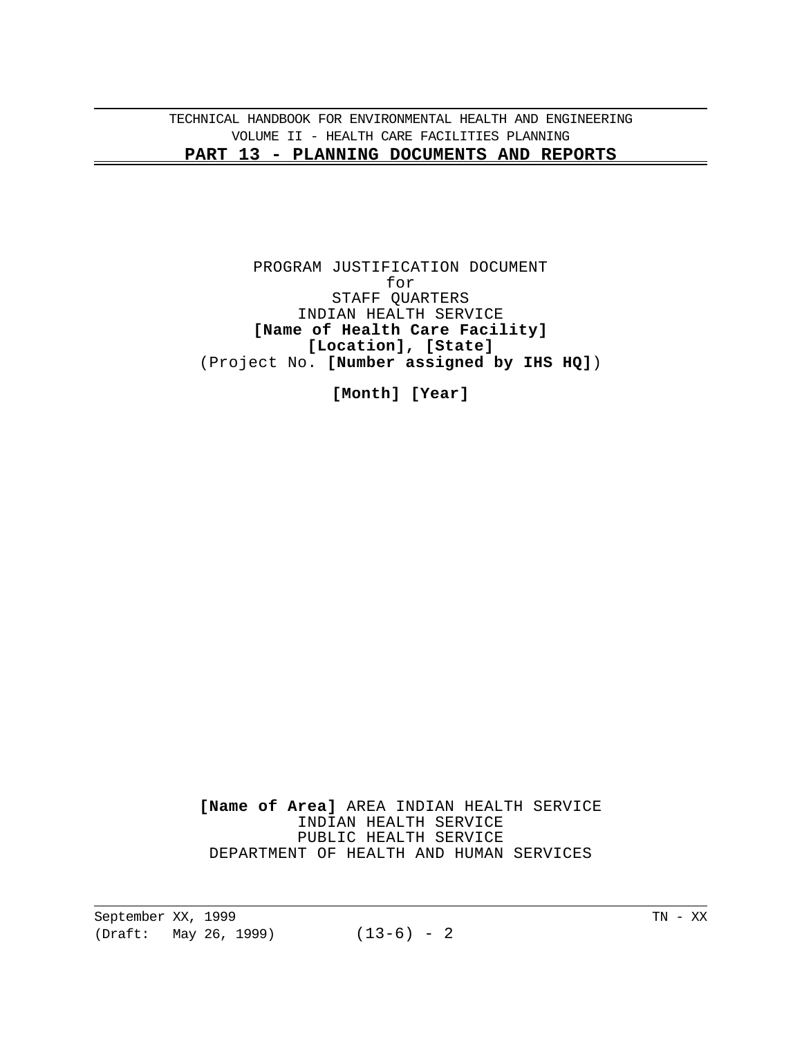PROGRAM JUSTIFICATION DOCUMENT
for
STAFF QUARTERS
INDIAN HEALTH SERVICE
**[Name of Health Care Facility]**
**[Location], [State]**
(Project No. **[Number assigned by IHS HQ]**)

**[Month] [Year]**

**[Name of Area]** AREA INDIAN HEALTH SERVICE
INDIAN HEALTH SERVICE
PUBLIC HEALTH SERVICE
DEPARTMENT OF HEALTH AND HUMAN SERVICES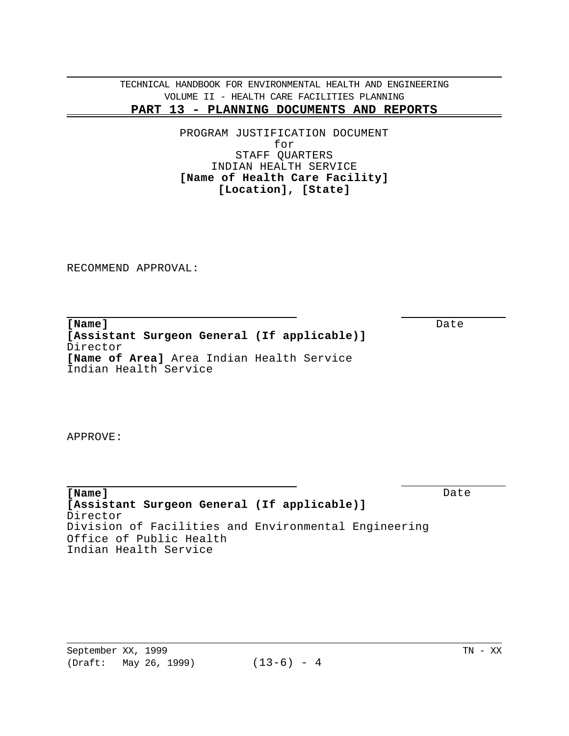PROGRAM JUSTIFICATION DOCUMENT
for
STAFF QUARTERS
INDIAN HEALTH SERVICE
**[Name of Health Care Facility]**
**[Location], [State]**

RECOMMEND APPROVAL:

\_\_\_\_\_\_\_\_\_\_\_\_\_\_\_\_\_\_\_\_\_\_\_\_\_\_\_\_\_\_\_\_ \_\_\_\_\_\_\_\_\_\_\_\_\_\_\_
**[Name]** Date
**[Assistant Surgeon General (If applicable)]**
Director
**[Name of Area]** Area Indian Health Service
Indian Health Service

APPROVE:

\_\_\_\_\_\_\_\_\_\_\_\_\_\_\_\_\_\_\_\_\_\_\_\_\_\_\_\_\_\_\_\_ \_\_\_\_\_\_\_\_\_\_\_\_\_\_\_
**[Name]** Date
**[Assistant Surgeon General (If applicable)]**
Director
Division of Facilities and Environmental Engineering
Office of Public Health
Indian Health Service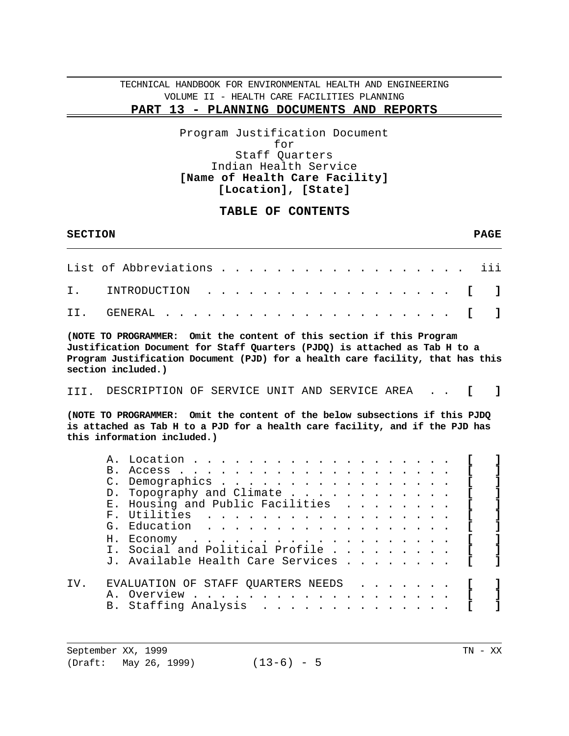Program Justification Document
for
Staff Quarters
Indian Health Service
**[Name of Health Care Facility]**
**[Location], [State]**

## TABLE OF CONTENTS

| SECTION | PAGE |
|---|---|
| List of Abbreviations | iii |
| I. INTRODUCTION | [ ] |
| II. GENERAL | [ ] |

**(NOTE TO PROGRAMMER: Omit the content of this section if this Program Justification Document for Staff Quarters (PJDQ) is attached as Tab H to a Program Justification Document (PJD) for a health care facility, that has this section included.)**

| SECTION | PAGE |
|---|---|
| III. DESCRIPTION OF SERVICE UNIT AND SERVICE AREA | [ ] |

**(NOTE TO PROGRAMMER: Omit the content of the below subsections if this PJDQ is attached as Tab H to a PJD for a health care facility, and if the PJD has this information included.)**

| SECTION | PAGE |
|---|---|
| A. Location | [ ] |
| B. Access | [ ] |
| C. Demographics | [ ] |
| D. Topography and Climate | [ ] |
| E. Housing and Public Facilities | [ ] |
| F. Utilities | [ ] |
| G. Education | [ ] |
| H. Economy | [ ] |
| I. Social and Political Profile | [ ] |
| J. Available Health Care Services | [ ] |
| IV. EVALUATION OF STAFF QUARTERS NEEDS | [ ] |
| A. Overview | [ ] |
| B. Staffing Analysis | [ ] |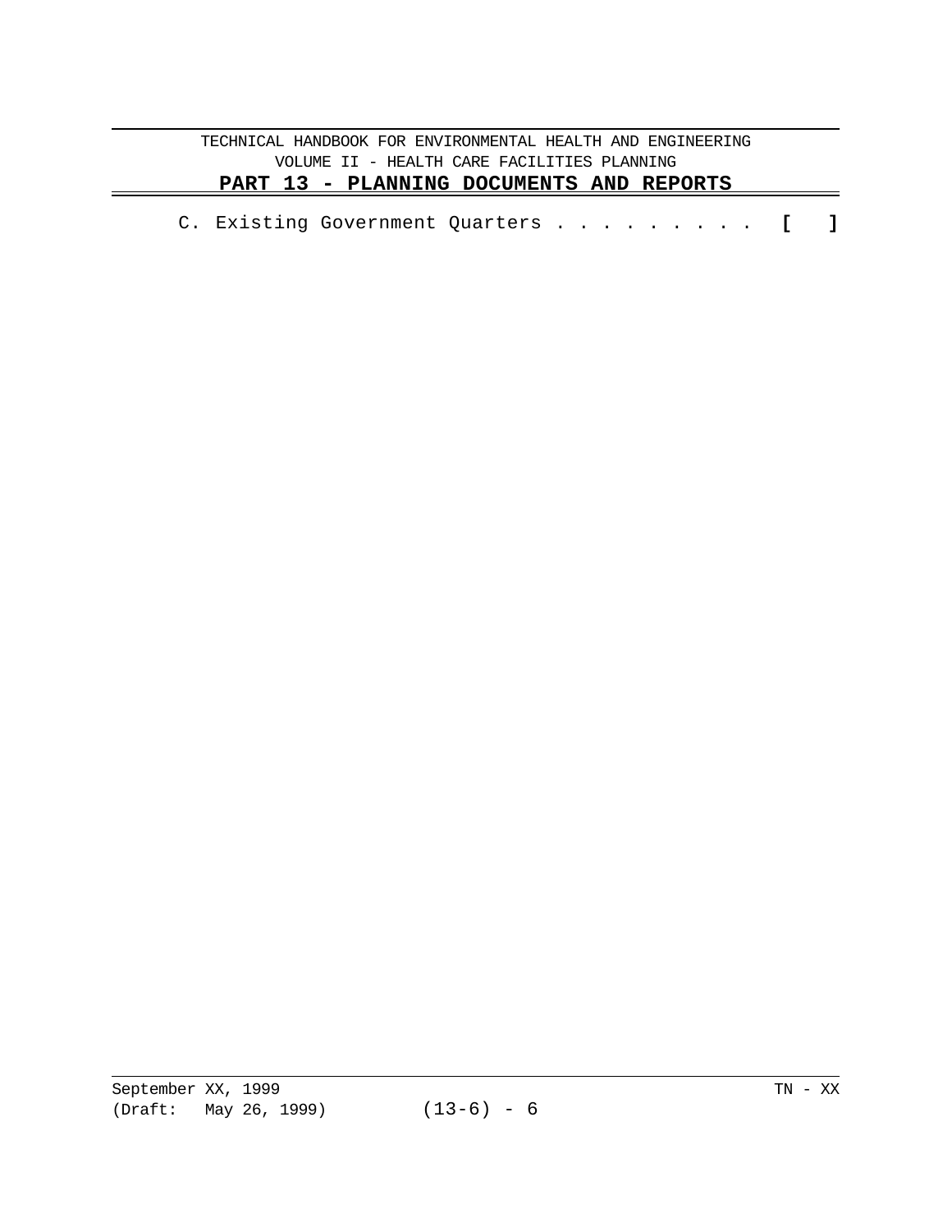C. Existing Government Quarters . . . . . . . . . . **[ ]**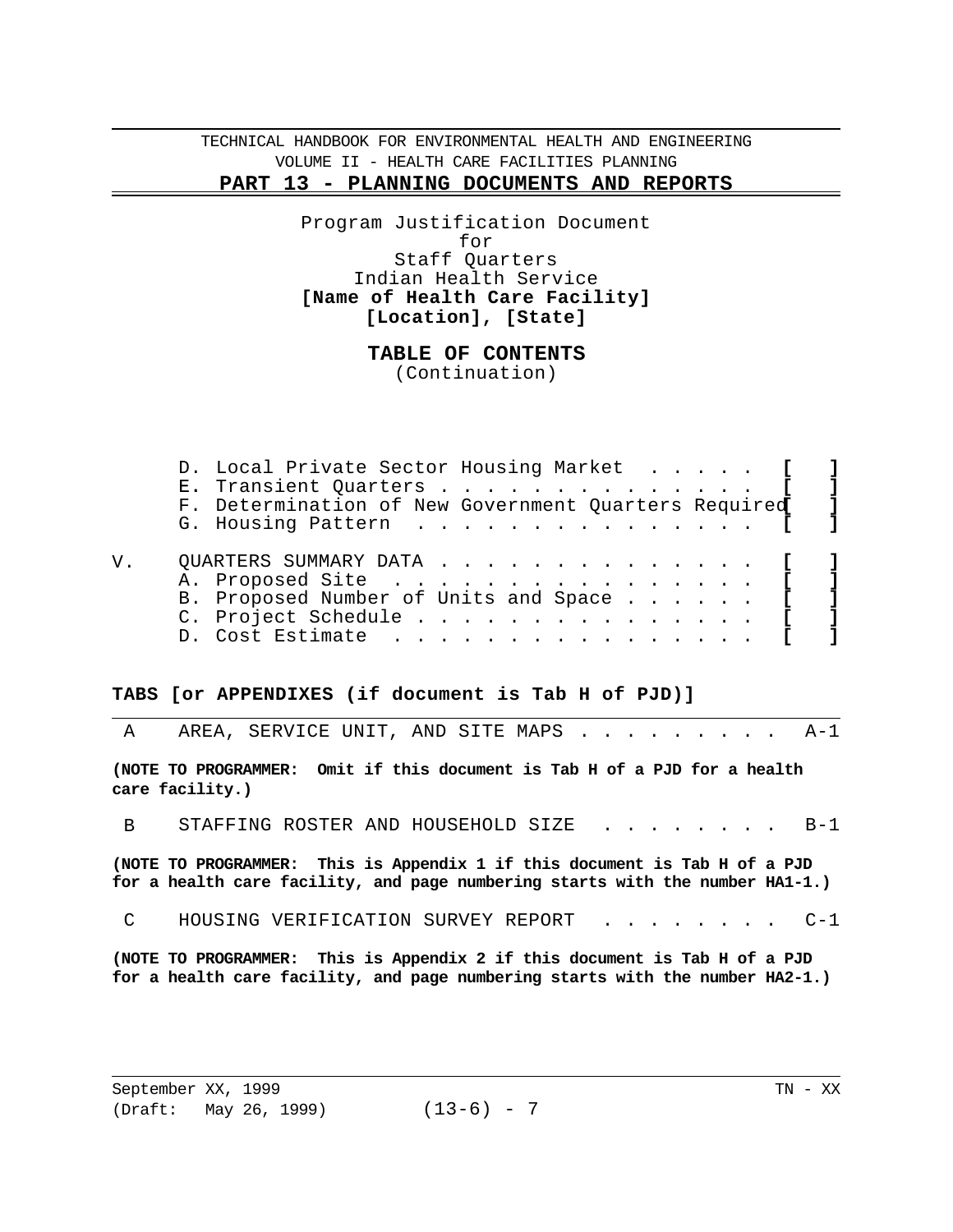Program Justification Document
for
Staff Quarters
Indian Health Service
**[Name of Health Care Facility]**
**[Location], [State]**

## TABLE OF CONTENTS
(Continuation)

D. Local Private Sector Housing Market . . . . . **[ ]**
E. Transient Quarters . . . . . . . . . . . . . . . **[ ]**
F. Determination of New Government Quarters Required **[ ]**
G. Housing Pattern . . . . . . . . . . . . . . . . **[ ]**

V. QUARTERS SUMMARY DATA . . . . . . . . . . . . . . **[ ]**
A. Proposed Site . . . . . . . . . . . . . . . . . **[ ]**
B. Proposed Number of Units and Space . . . . . . . **[ ]**
C. Project Schedule . . . . . . . . . . . . . . . . **[ ]**
D. Cost Estimate . . . . . . . . . . . . . . . . . **[ ]**

**TABS [or APPENDIXES (if document is Tab H of PJD)]**

A AREA, SERVICE UNIT, AND SITE MAPS . . . . . . . . . . A-1

**(NOTE TO PROGRAMMER: Omit if this document is Tab H of a PJD for a health care facility.)**

B STAFFING ROSTER AND HOUSEHOLD SIZE . . . . . . . . . B-1

**(NOTE TO PROGRAMMER: This is Appendix 1 if this document is Tab H of a PJD for a health care facility, and page numbering starts with the number HA1-1.)**

C HOUSING VERIFICATION SURVEY REPORT . . . . . . . . . C-1

**(NOTE TO PROGRAMMER: This is Appendix 2 if this document is Tab H of a PJD for a health care facility, and page numbering starts with the number HA2-1.)**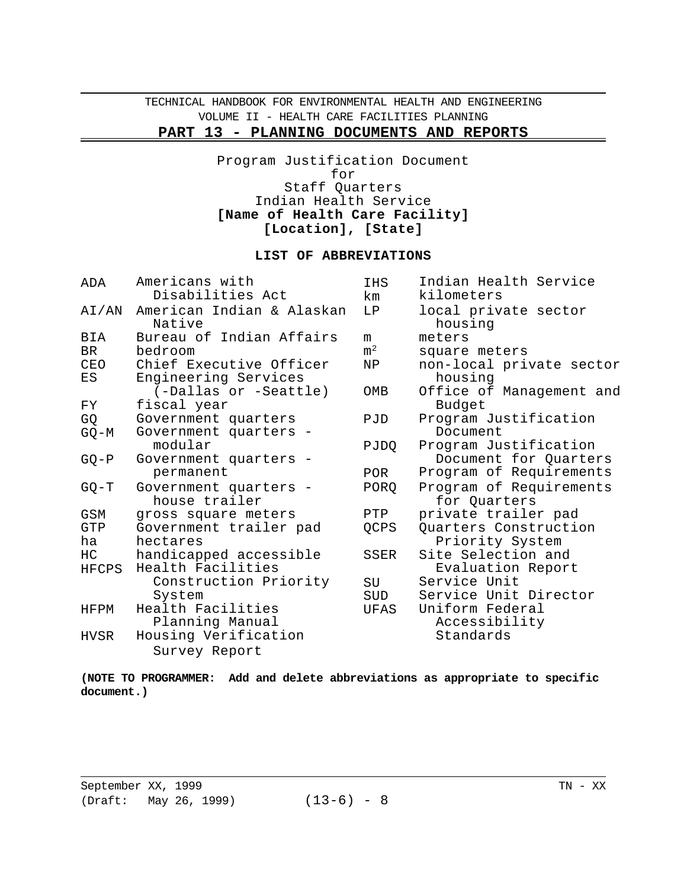Program Justification Document
for
Staff Quarters
Indian Health Service
**[Name of Health Care Facility]**
**[Location], [State]**

## LIST OF ABBREVIATIONS

| Abbreviation | Meaning |
|---|---|
| ADA | Americans with Disabilities Act |
| AI/AN | American Indian & Alaskan Native |
| BIA | Bureau of Indian Affairs |
| BR | bedroom |
| CEO | Chief Executive Officer |
| ES | Engineering Services (-Dallas or -Seattle) |
| FY | fiscal year |
| GQ | Government quarters |
| GQ-M | Government quarters - modular |
| GQ-P | Government quarters - permanent |
| GQ-T | Government quarters - house trailer |
| GSM | gross square meters |
| GTP | Government trailer pad |
| ha | hectares |
| HC | handicapped accessible |
| HFCPS | Health Facilities Construction Priority System |
| HFPM | Health Facilities Planning Manual |
| HVSR | Housing Verification Survey Report |
| IHS | Indian Health Service |
| km | kilometers |
| LP | local private sector housing |
| m | meters |
| $m^2$ | square meters |
| NP | non-local private sector housing |
| OMB | Office of Management and Budget |
| PJD | Program Justification Document |
| PJDQ | Program Justification Document for Quarters |
| POR | Program of Requirements |
| PORQ | Program of Requirements for Quarters |
| PTP | private trailer pad |
| QCPS | Quarters Construction Priority System |
| SSER | Site Selection and Evaluation Report |
| SU | Service Unit |
| SUD | Service Unit Director |
| UFAS | Uniform Federal Accessibility Standards |

**(NOTE TO PROGRAMMER: Add and delete abbreviations as appropriate to specific document.)**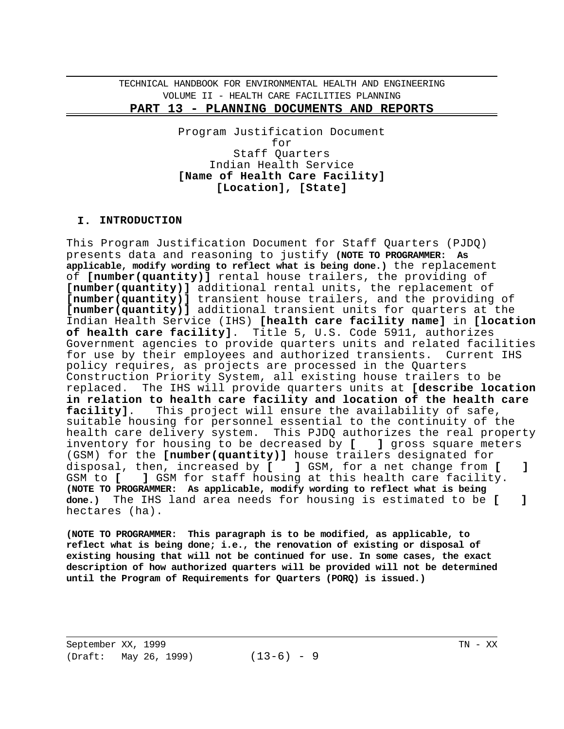Program Justification Document
for
Staff Quarters
Indian Health Service
**[Name of Health Care Facility]**
**[Location], [State]**

## I. INTRODUCTION

This Program Justification Document for Staff Quarters (PJDQ) presents data and reasoning to justify **(NOTE TO PROGRAMMER: As applicable, modify wording to reflect what is being done.)** the replacement of **[number(quantity)]** rental house trailers, the providing of **[number(quantity)]** additional rental units, the replacement of **[number(quantity)]** transient house trailers, and the providing of **[number(quantity)]** additional transient units for quarters at the Indian Health Service (IHS) **[health care facility name]** in **[location of health care facility]**. Title 5, U.S. Code 5911, authorizes Government agencies to provide quarters units and related facilities for use by their employees and authorized transients. Current IHS policy requires, as projects are processed in the Quarters Construction Priority System, all existing house trailers to be replaced. The IHS will provide quarters units at **[describe location in relation to health care facility and location of the health care facility]**. This project will ensure the availability of safe, suitable housing for personnel essential to the continuity of the health care delivery system. This PJDQ authorizes the real property inventory for housing to be decreased by **[ ]** gross square meters (GSM) for the **[number(quantity)]** house trailers designated for disposal, then, increased by **[ ]** GSM, for a net change from **[ ]** GSM to **[ ]** GSM for staff housing at this health care facility. **(NOTE TO PROGRAMMER: As applicable, modify wording to reflect what is being done.)** The IHS land area needs for housing is estimated to be **[ ]** hectares (ha).

**(NOTE TO PROGRAMMER: This paragraph is to be modified, as applicable, to reflect what is being done; i.e., the renovation of existing or disposal of existing housing that will not be continued for use. In some cases, the exact description of how authorized quarters will be provided will not be determined until the Program of Requirements for Quarters (PORQ) is issued.)**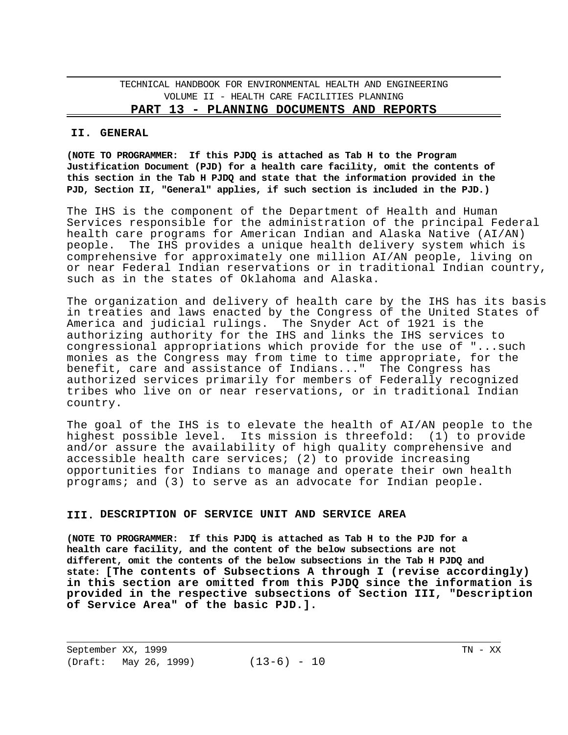## II. GENERAL

**(NOTE TO PROGRAMMER: If this PJDQ is attached as Tab H to the Program Justification Document (PJD) for a health care facility, omit the contents of this section in the Tab H PJDQ and state that the information provided in the PJD, Section II, "General" applies, if such section is included in the PJD.)**

The IHS is the component of the Department of Health and Human Services responsible for the administration of the principal Federal health care programs for American Indian and Alaska Native (AI/AN) people. The IHS provides a unique health delivery system which is comprehensive for approximately one million AI/AN people, living on or near Federal Indian reservations or in traditional Indian country, such as in the states of Oklahoma and Alaska.

The organization and delivery of health care by the IHS has its basis in treaties and laws enacted by the Congress of the United States of America and judicial rulings. The Snyder Act of 1921 is the authorizing authority for the IHS and links the IHS services to congressional appropriations which provide for the use of "...such monies as the Congress may from time to time appropriate, for the benefit, care and assistance of Indians..." The Congress has authorized services primarily for members of Federally recognized tribes who live on or near reservations, or in traditional Indian country.

The goal of the IHS is to elevate the health of AI/AN people to the highest possible level. Its mission is threefold: (1) to provide and/or assure the availability of high quality comprehensive and accessible health care services; (2) to provide increasing opportunities for Indians to manage and operate their own health programs; and (3) to serve as an advocate for Indian people.

## III. DESCRIPTION OF SERVICE UNIT AND SERVICE AREA

**(NOTE TO PROGRAMMER: If this PJDQ is attached as Tab H to the PJD for a health care facility, and the content of the below subsections are not different, omit the contents of the below subsections in the Tab H PJDQ and state: [The contents of Subsections A through I (revise accordingly) in this section are omitted from this PJDQ since the information is provided in the respective subsections of Section III, "Description of Service Area" of the basic PJD.].**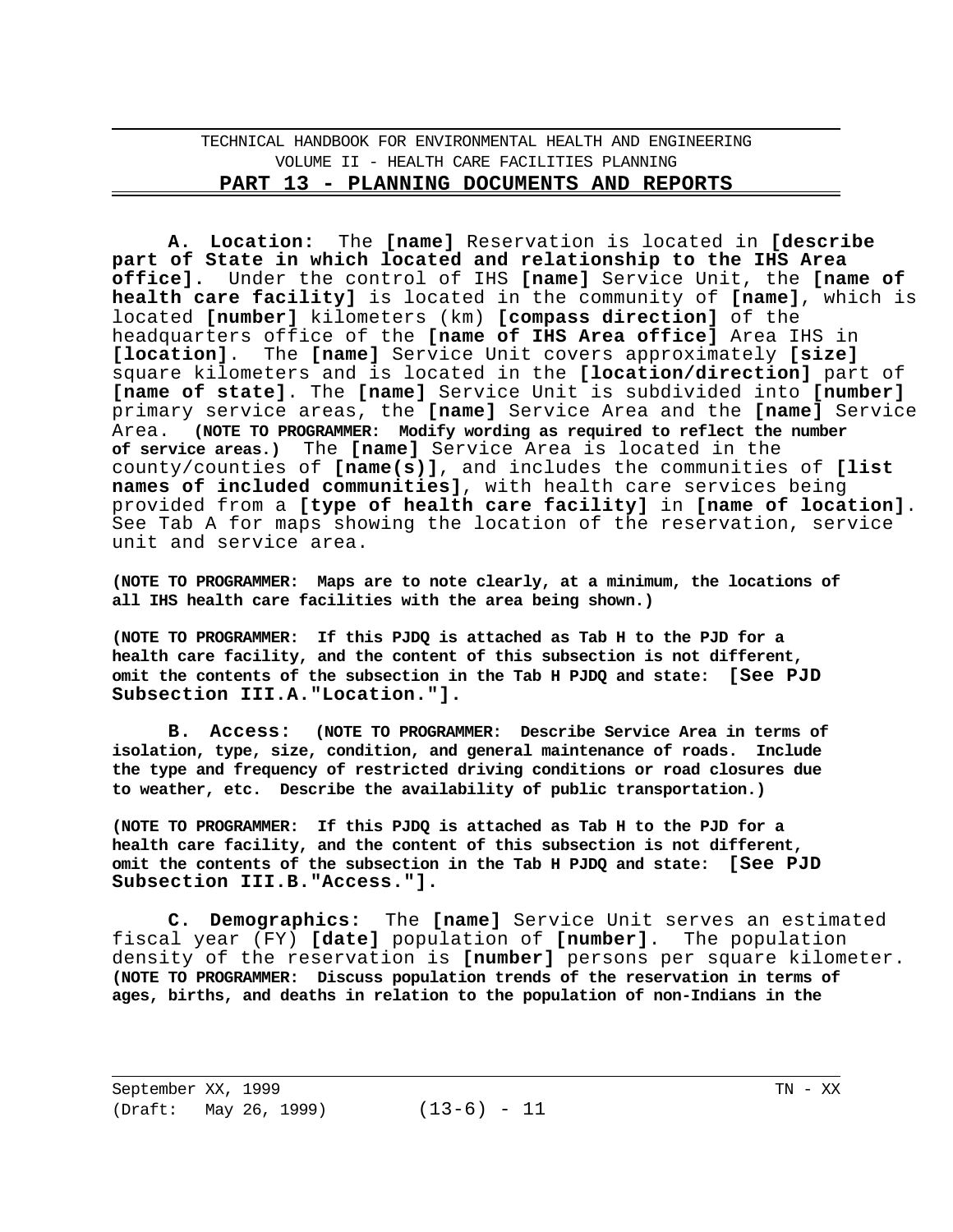**A. Location:** The **[name]** Reservation is located in **[describe part of State in which located and relationship to the IHS Area office].** Under the control of IHS **[name]** Service Unit, the **[name of health care facility]** is located in the community of **[name]**, which is located **[number]** kilometers (km) **[compass direction]** of the headquarters office of the **[name of IHS Area office]** Area IHS in **[location]**. The **[name]** Service Unit covers approximately **[size]** square kilometers and is located in the **[location/direction]** part of **[name of state]**. The **[name]** Service Unit is subdivided into **[number]** primary service areas, the **[name]** Service Area and the **[name]** Service Area. **(NOTE TO PROGRAMMER: Modify wording as required to reflect the number of service areas.)** The **[name]** Service Area is located in the county/counties of **[name(s)]**, and includes the communities of **[list names of included communities]**, with health care services being provided from a **[type of health care facility]** in **[name of location]**. See Tab A for maps showing the location of the reservation, service unit and service area.

**(NOTE TO PROGRAMMER: Maps are to note clearly, at a minimum, the locations of all IHS health care facilities with the area being shown.)**

**(NOTE TO PROGRAMMER: If this PJDQ is attached as Tab H to the PJD for a health care facility, and the content of this subsection is not different, omit the contents of the subsection in the Tab H PJDQ and state: [See PJD Subsection III.A."Location."].**

**B. Access: (NOTE TO PROGRAMMER: Describe Service Area in terms of isolation, type, size, condition, and general maintenance of roads. Include the type and frequency of restricted driving conditions or road closures due to weather, etc. Describe the availability of public transportation.)**

**(NOTE TO PROGRAMMER: If this PJDQ is attached as Tab H to the PJD for a health care facility, and the content of this subsection is not different, omit the contents of the subsection in the Tab H PJDQ and state: [See PJD Subsection III.B."Access."].**

**C. Demographics:** The **[name]** Service Unit serves an estimated fiscal year (FY) **[date]** population of **[number]**. The population density of the reservation is **[number]** persons per square kilometer. **(NOTE TO PROGRAMMER: Discuss population trends of the reservation in terms of ages, births, and deaths in relation to the population of non-Indians in the**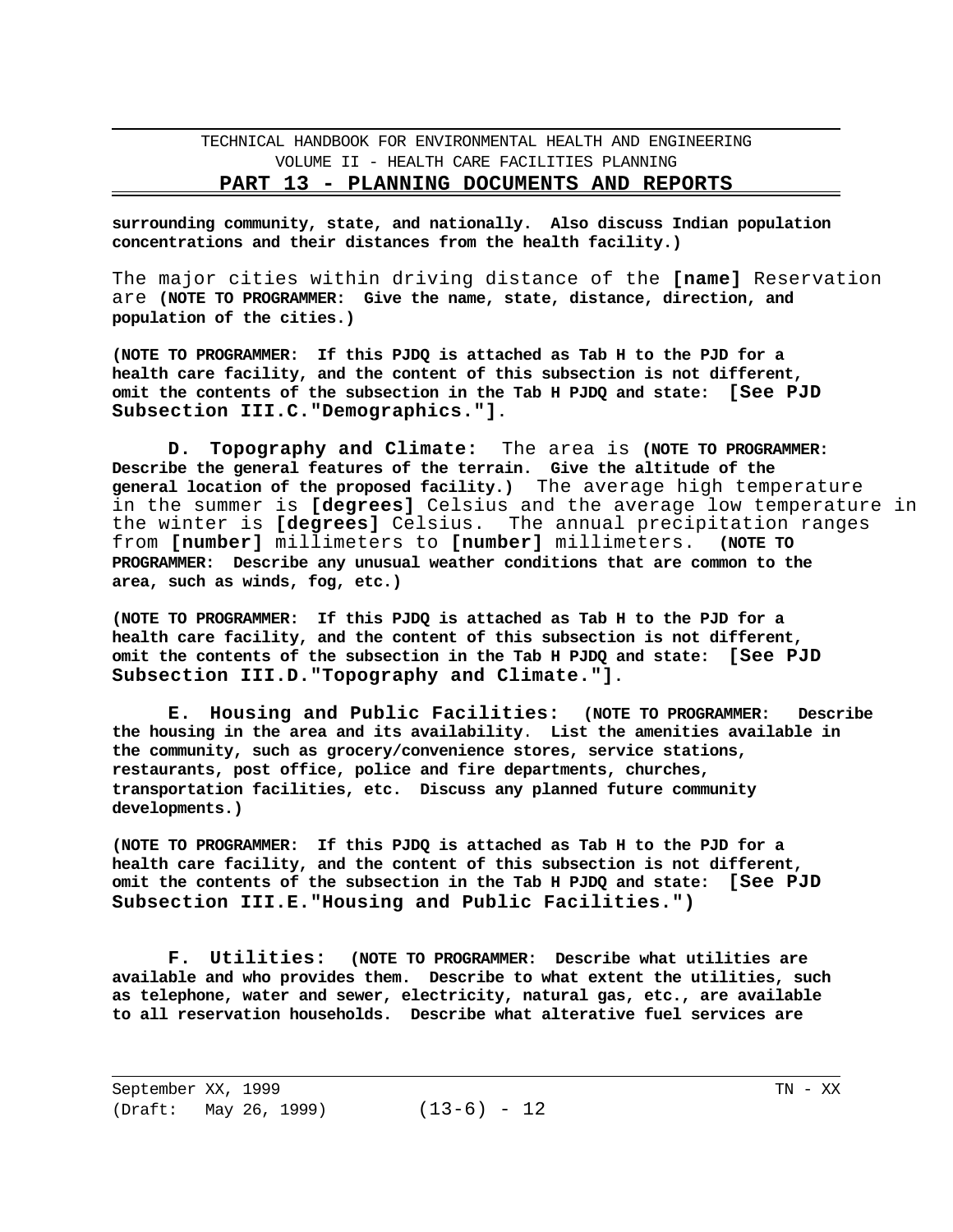**surrounding community, state, and nationally. Also discuss Indian population concentrations and their distances from the health facility.)**

The major cities within driving distance of the **[name]** Reservation are **(NOTE TO PROGRAMMER: Give the name, state, distance, direction, and population of the cities.)**

**(NOTE TO PROGRAMMER: If this PJDQ is attached as Tab H to the PJD for a health care facility, and the content of this subsection is not different, omit the contents of the subsection in the Tab H PJDQ and state: [See PJD Subsection III.C."Demographics."]**.

**D. Topography and Climate:** The area is **(NOTE TO PROGRAMMER: Describe the general features of the terrain. Give the altitude of the general location of the proposed facility.)** The average high temperature in the summer is **[degrees]** Celsius and the average low temperature in the winter is **[degrees]** Celsius. The annual precipitation ranges from **[number]** millimeters to **[number]** millimeters. **(NOTE TO PROGRAMMER: Describe any unusual weather conditions that are common to the area, such as winds, fog, etc.)**

**(NOTE TO PROGRAMMER: If this PJDQ is attached as Tab H to the PJD for a health care facility, and the content of this subsection is not different, omit the contents of the subsection in the Tab H PJDQ and state: [See PJD Subsection III.D."Topography and Climate."]**.

**E. Housing and Public Facilities: (NOTE TO PROGRAMMER: Describe the housing in the area and its availability. List the amenities available in the community, such as grocery/convenience stores, service stations, restaurants, post office, police and fire departments, churches, transportation facilities, etc. Discuss any planned future community developments.)**

**(NOTE TO PROGRAMMER: If this PJDQ is attached as Tab H to the PJD for a health care facility, and the content of this subsection is not different, omit the contents of the subsection in the Tab H PJDQ and state: [See PJD Subsection III.E."Housing and Public Facilities.")**

**F. Utilities: (NOTE TO PROGRAMMER: Describe what utilities are available and who provides them. Describe to what extent the utilities, such as telephone, water and sewer, electricity, natural gas, etc., are available to all reservation households. Describe what alterative fuel services are**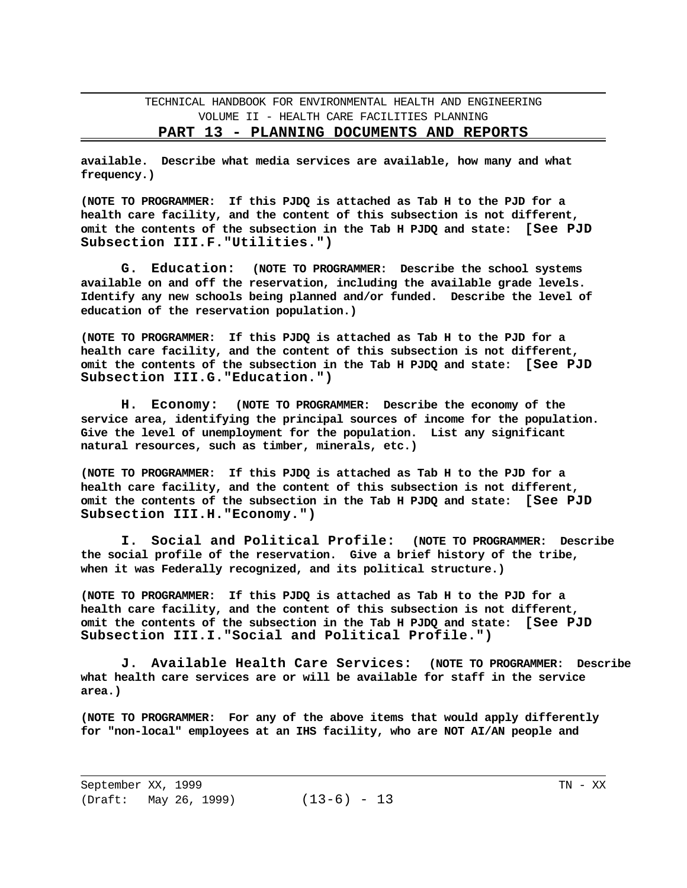**available. Describe what media services are available, how many and what frequency.)**

**(NOTE TO PROGRAMMER: If this PJDQ is attached as Tab H to the PJD for a health care facility, and the content of this subsection is not different, omit the contents of the subsection in the Tab H PJDQ and state: [See PJD Subsection III.F."Utilities.")**

**G. Education:** **(NOTE TO PROGRAMMER: Describe the school systems available on and off the reservation, including the available grade levels. Identify any new schools being planned and/or funded. Describe the level of education of the reservation population.)**

**(NOTE TO PROGRAMMER: If this PJDQ is attached as Tab H to the PJD for a health care facility, and the content of this subsection is not different, omit the contents of the subsection in the Tab H PJDQ and state: [See PJD Subsection III.G."Education.")**

**H. Economy:** **(NOTE TO PROGRAMMER: Describe the economy of the service area, identifying the principal sources of income for the population. Give the level of unemployment for the population. List any significant natural resources, such as timber, minerals, etc.)**

**(NOTE TO PROGRAMMER: If this PJDQ is attached as Tab H to the PJD for a health care facility, and the content of this subsection is not different, omit the contents of the subsection in the Tab H PJDQ and state: [See PJD Subsection III.H."Economy.")**

**I. Social and Political Profile:** **(NOTE TO PROGRAMMER: Describe the social profile of the reservation. Give a brief history of the tribe, when it was Federally recognized, and its political structure.)**

**(NOTE TO PROGRAMMER: If this PJDQ is attached as Tab H to the PJD for a health care facility, and the content of this subsection is not different, omit the contents of the subsection in the Tab H PJDQ and state: [See PJD Subsection III.I."Social and Political Profile.")**

**J. Available Health Care Services:** **(NOTE TO PROGRAMMER: Describe what health care services are or will be available for staff in the service area.)**

**(NOTE TO PROGRAMMER: For any of the above items that would apply differently for "non-local" employees at an IHS facility, who are NOT AI/AN people and**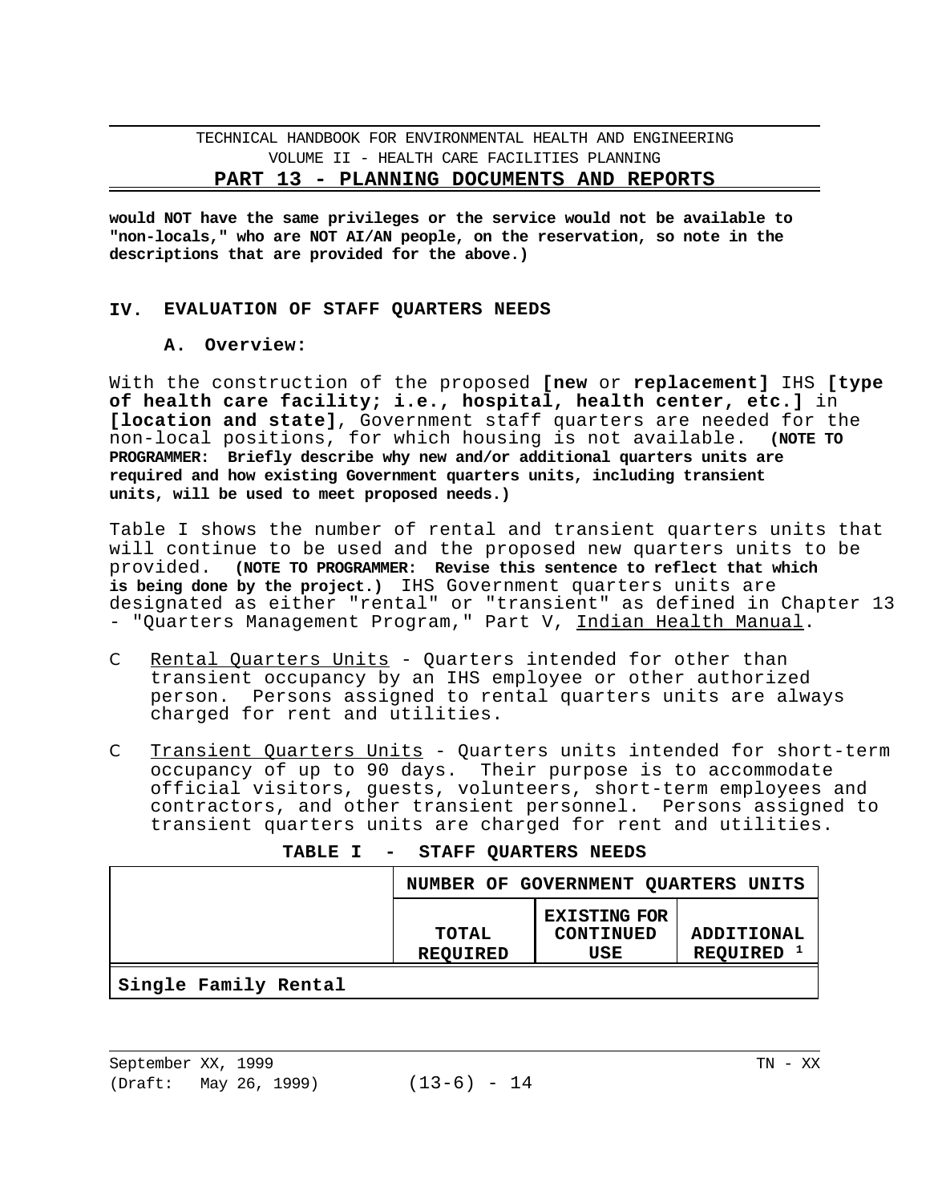**would NOT have the same privileges or the service would not be available to "non-locals," who are NOT AI/AN people, on the reservation, so note in the descriptions that are provided for the above.)**

## IV. EVALUATION OF STAFF QUARTERS NEEDS

### A. Overview:

With the construction of the proposed **[new** or **replacement]** IHS **[type of health care facility; i.e., hospital, health center, etc.]** in **[location and state]**, Government staff quarters are needed for the non-local positions, for which housing is not available. **(NOTE TO PROGRAMMER: Briefly describe why new and/or additional quarters units are required and how existing Government quarters units, including transient units, will be used to meet proposed needs.)**

Table I shows the number of rental and transient quarters units that will continue to be used and the proposed new quarters units to be provided. **(NOTE TO PROGRAMMER: Revise this sentence to reflect that which is being done by the project.)** IHS Government quarters units are designated as either "rental" or "transient" as defined in Chapter 13 - "Quarters Management Program," Part V, Indian Health Manual.

- Rental Quarters Units - Quarters intended for other than transient occupancy by an IHS employee or other authorized person. Persons assigned to rental quarters units are always charged for rent and utilities.
- Transient Quarters Units - Quarters units intended for short-term occupancy of up to 90 days. Their purpose is to accommodate official visitors, guests, volunteers, short-term employees and contractors, and other transient personnel. Persons assigned to transient quarters units are charged for rent and utilities.

**TABLE I - STAFF QUARTERS NEEDS**

| | NUMBER OF GOVERNMENT QUARTERS UNITS | | |
|---|---|---|---|
| | TOTAL REQUIRED | EXISTING FOR CONTINUED USE | ADDITIONAL REQUIRED [1] |
| **Single Family Rental** | | | |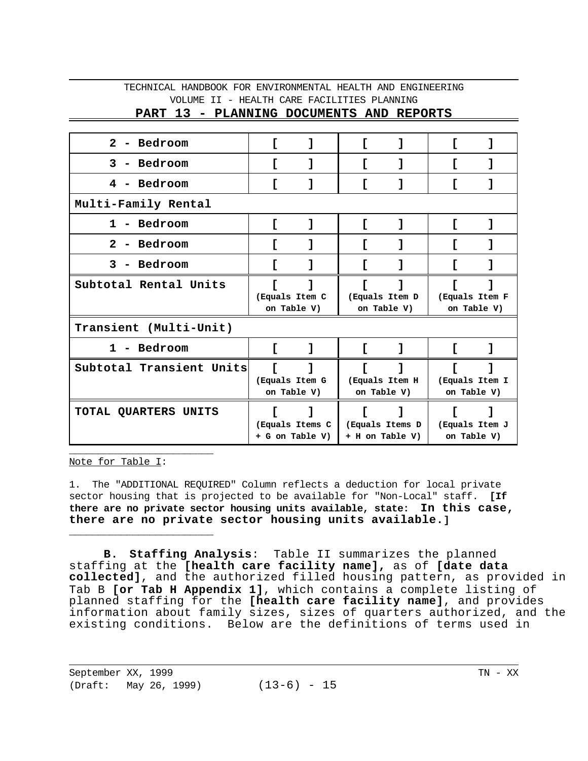| | | | |
|---|---|---|---|
| **2 - Bedroom** | **[ ]** | **[ ]** | **[ ]** |
| **3 - Bedroom** | **[ ]** | **[ ]** | **[ ]** |
| **4 - Bedroom** | **[ ]** | **[ ]** | **[ ]** |
| **Multi-Family Rental** | | | |
| **1 - Bedroom** | **[ ]** | **[ ]** | **[ ]** |
| **2 - Bedroom** | **[ ]** | **[ ]** | **[ ]** |
| **3 - Bedroom** | **[ ]** | **[ ]** | **[ ]** |
| **Subtotal Rental Units** | **[ ]** (Equals Item C on Table V) | **[ ]** (Equals Item D on Table V) | **[ ]** (Equals Item F on Table V) |
| **Transient (Multi-Unit)** | | | |
| **1 - Bedroom** | **[ ]** | **[ ]** | **[ ]** |
| **Subtotal Transient Units** | **[ ]** (Equals Item G on Table V) | **[ ]** (Equals Item H on Table V) | **[ ]** (Equals Item I on Table V) |
| **TOTAL QUARTERS UNITS** | **[ ]** (Equals Items C + G on Table V) | **[ ]** (Equals Items D + H on Table V) | **[ ]** (Equals Item J on Table V) |

Note for Table I:

1. The "ADDITIONAL REQUIRED" Column reflects a deduction for local private sector housing that is projected to be available for "Non-Local" staff. **[If there are no private sector housing units available, state: In this case, there are no private sector housing units available.]**

**B. Staffing Analysis**: Table II summarizes the planned staffing at the **[health care facility name],** as of **[date data collected]**, and the authorized filled housing pattern, as provided in Tab B **[or Tab H Appendix 1]**, which contains a complete listing of planned staffing for the **[health care facility name]**, and provides information about family sizes, sizes of quarters authorized, and the existing conditions. Below are the definitions of terms used in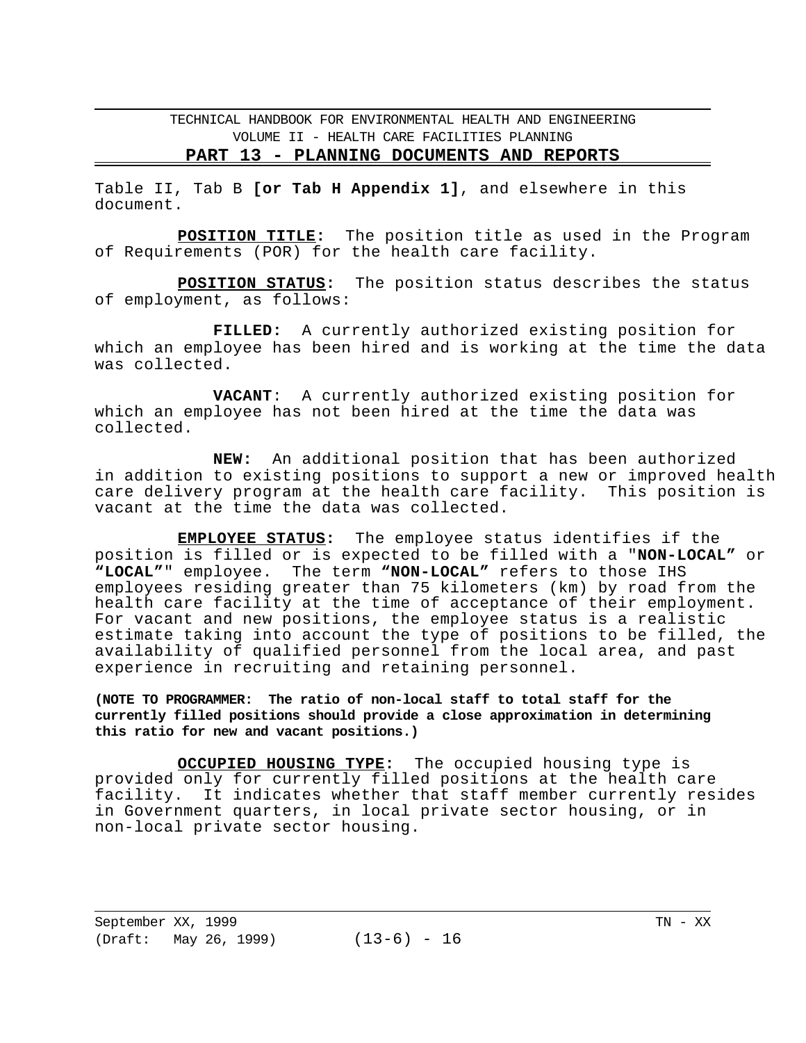Table II, Tab B **[or Tab H Appendix 1]**, and elsewhere in this document.

**POSITION TITLE:** The position title as used in the Program of Requirements (POR) for the health care facility.

**POSITION STATUS:** The position status describes the status of employment, as follows:

**FILLED:** A currently authorized existing position for which an employee has been hired and is working at the time the data was collected.

**VACANT**: A currently authorized existing position for which an employee has not been hired at the time the data was collected.

**NEW:** An additional position that has been authorized in addition to existing positions to support a new or improved health care delivery program at the health care facility. This position is vacant at the time the data was collected.

**EMPLOYEE STATUS:** The employee status identifies if the position is filled or is expected to be filled with a "**NON-LOCAL"** or **"LOCAL"**" employee. The term **"NON-LOCAL"** refers to those IHS employees residing greater than 75 kilometers (km) by road from the health care facility at the time of acceptance of their employment. For vacant and new positions, the employee status is a realistic estimate taking into account the type of positions to be filled, the availability of qualified personnel from the local area, and past experience in recruiting and retaining personnel.

**(NOTE TO PROGRAMMER: The ratio of non-local staff to total staff for the currently filled positions should provide a close approximation in determining this ratio for new and vacant positions.)**

**OCCUPIED HOUSING TYPE:** The occupied housing type is provided only for currently filled positions at the health care facility. It indicates whether that staff member currently resides in Government quarters, in local private sector housing, or in non-local private sector housing.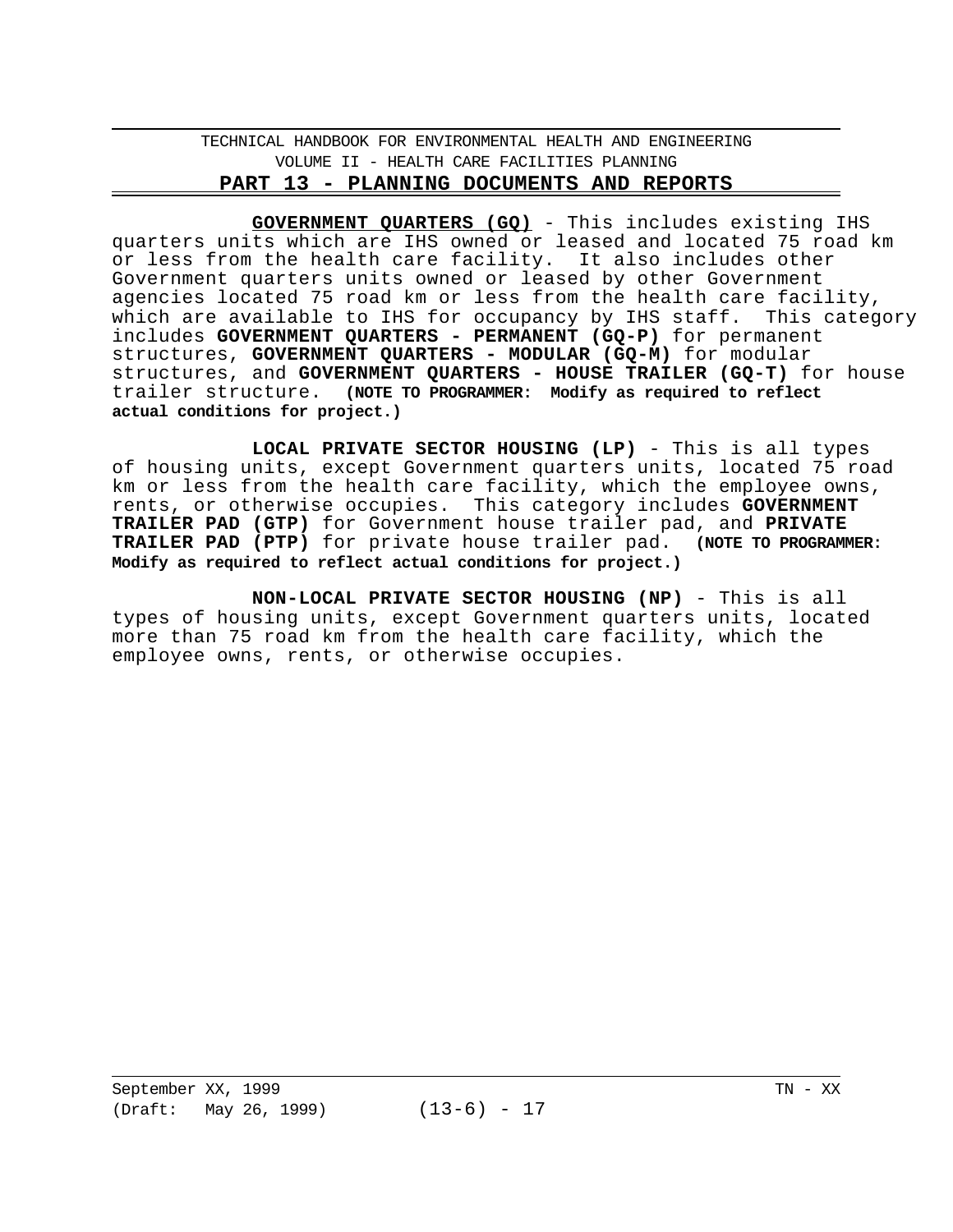**GOVERNMENT QUARTERS (GQ)** - This includes existing IHS quarters units which are IHS owned or leased and located 75 road km or less from the health care facility. It also includes other Government quarters units owned or leased by other Government agencies located 75 road km or less from the health care facility, which are available to IHS for occupancy by IHS staff. This category includes **GOVERNMENT QUARTERS - PERMANENT (GQ-P)** for permanent structures, **GOVERNMENT QUARTERS - MODULAR (GQ-M)** for modular structures, and **GOVERNMENT QUARTERS - HOUSE TRAILER (GQ-T)** for house trailer structure. **(NOTE TO PROGRAMMER: Modify as required to reflect actual conditions for project.)**

**LOCAL PRIVATE SECTOR HOUSING (LP)** - This is all types of housing units, except Government quarters units, located 75 road km or less from the health care facility, which the employee owns, rents, or otherwise occupies. This category includes **GOVERNMENT TRAILER PAD (GTP)** for Government house trailer pad, and **PRIVATE TRAILER PAD (PTP)** for private house trailer pad. **(NOTE TO PROGRAMMER: Modify as required to reflect actual conditions for project.)**

**NON-LOCAL PRIVATE SECTOR HOUSING (NP)** - This is all types of housing units, except Government quarters units, located more than 75 road km from the health care facility, which the employee owns, rents, or otherwise occupies.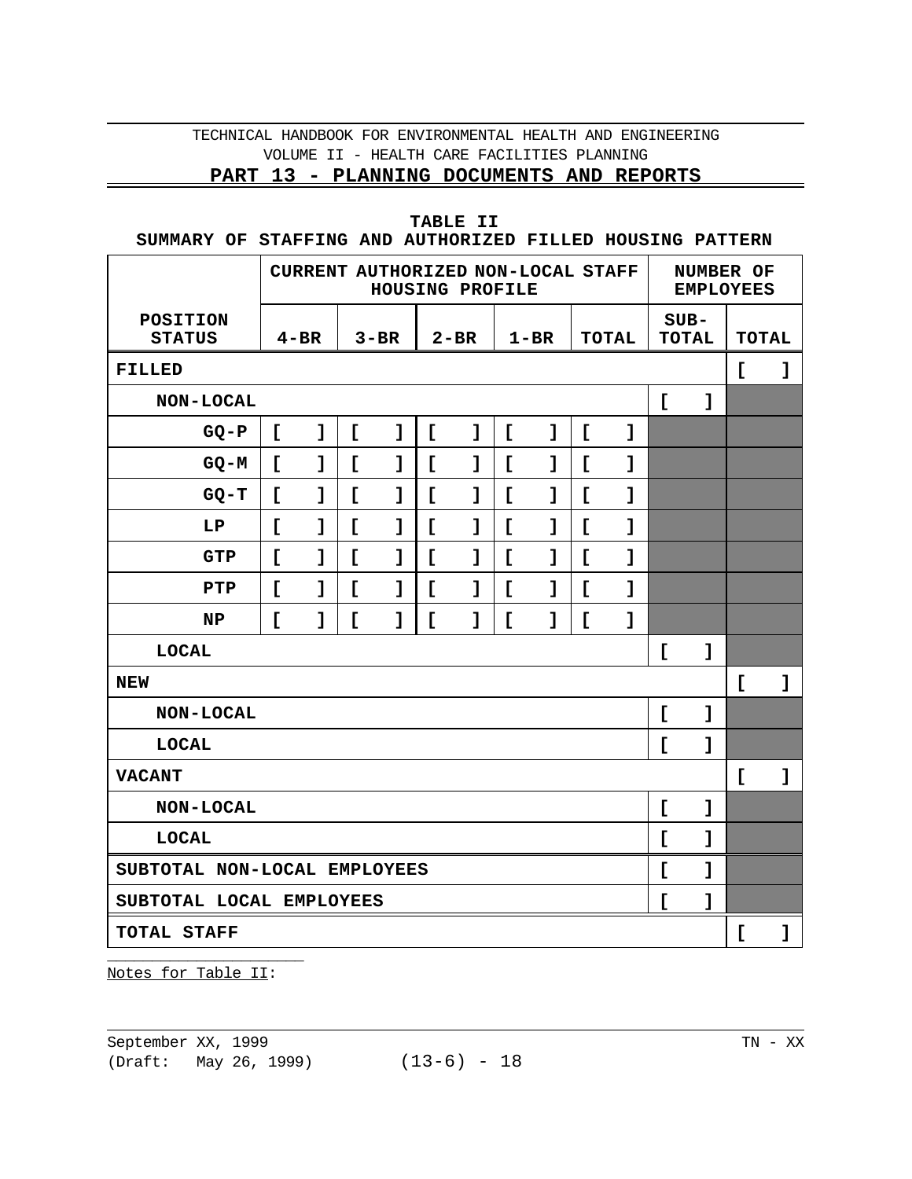**TABLE II**
**SUMMARY OF STAFFING AND AUTHORIZED FILLED HOUSING PATTERN**

| | CURRENT AUTHORIZED NON-LOCAL STAFF HOUSING PROFILE | | | | | NUMBER OF EMPLOYEES | |
|---|---|---|---|---|---|---|---|
| **POSITION STATUS** | **4-BR** | **3-BR** | **2-BR** | **1-BR** | **TOTAL** | **SUB-TOTAL** | **TOTAL** |
| **FILLED** | | | | | | | [ ] |
| **NON-LOCAL** | | | | | | [ ] | |
| **GQ-P** | [ ] | [ ] | [ ] | [ ] | [ ] | | |
| **GQ-M** | [ ] | [ ] | [ ] | [ ] | [ ] | | |
| **GQ-T** | [ ] | [ ] | [ ] | [ ] | [ ] | | |
| **LP** | [ ] | [ ] | [ ] | [ ] | [ ] | | |
| **GTP** | [ ] | [ ] | [ ] | [ ] | [ ] | | |
| **PTP** | [ ] | [ ] | [ ] | [ ] | [ ] | | |
| **NP** | [ ] | [ ] | [ ] | [ ] | [ ] | | |
| **LOCAL** | | | | | | [ ] | |
| **NEW** | | | | | | | [ ] |
| **NON-LOCAL** | | | | | | [ ] | |
| **LOCAL** | | | | | | [ ] | |
| **VACANT** | | | | | | | [ ] |
| **NON-LOCAL** | | | | | | [ ] | |
| **LOCAL** | | | | | | [ ] | |
| **SUBTOTAL NON-LOCAL EMPLOYEES** | | | | | | [ ] | |
| **SUBTOTAL LOCAL EMPLOYEES** | | | | | | [ ] | |
| **TOTAL STAFF** | | | | | | | [ ] |

Notes for Table II: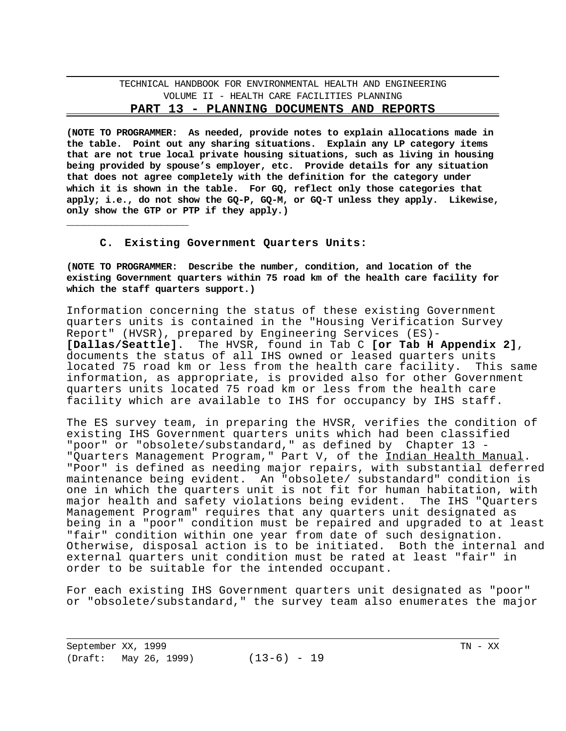**(NOTE TO PROGRAMMER: As needed, provide notes to explain allocations made in the table. Point out any sharing situations. Explain any LP category items that are not true local private housing situations, such as living in housing being provided by spouse's employer, etc. Provide details for any situation that does not agree completely with the definition for the category under which it is shown in the table. For GQ, reflect only those categories that apply; i.e., do not show the GQ-P, GQ-M, or GQ-T unless they apply. Likewise, only show the GTP or PTP if they apply.)**

\_\_\_\_\_\_\_\_\_\_\_\_\_\_\_\_\_\_\_\_

### C. Existing Government Quarters Units:

**(NOTE TO PROGRAMMER: Describe the number, condition, and location of the existing Government quarters within 75 road km of the health care facility for which the staff quarters support.)**

Information concerning the status of these existing Government quarters units is contained in the "Housing Verification Survey Report" (HVSR), prepared by Engineering Services (ES)-**[Dallas/Seattle]**. The HVSR, found in Tab C **[or Tab H Appendix 2]**, documents the status of all IHS owned or leased quarters units located 75 road km or less from the health care facility. This same information, as appropriate, is provided also for other Government quarters units located 75 road km or less from the health care facility which are available to IHS for occupancy by IHS staff.

The ES survey team, in preparing the HVSR, verifies the condition of existing IHS Government quarters units which had been classified "poor" or "obsolete/substandard," as defined by Chapter 13 - "Quarters Management Program," Part V, of the Indian Health Manual. "Poor" is defined as needing major repairs, with substantial deferred maintenance being evident. An "obsolete/ substandard" condition is one in which the quarters unit is not fit for human habitation, with major health and safety violations being evident. The IHS "Quarters Management Program" requires that any quarters unit designated as being in a "poor" condition must be repaired and upgraded to at least "fair" condition within one year from date of such designation. Otherwise, disposal action is to be initiated. Both the internal and external quarters unit condition must be rated at least "fair" in order to be suitable for the intended occupant.

For each existing IHS Government quarters unit designated as "poor" or "obsolete/substandard," the survey team also enumerates the major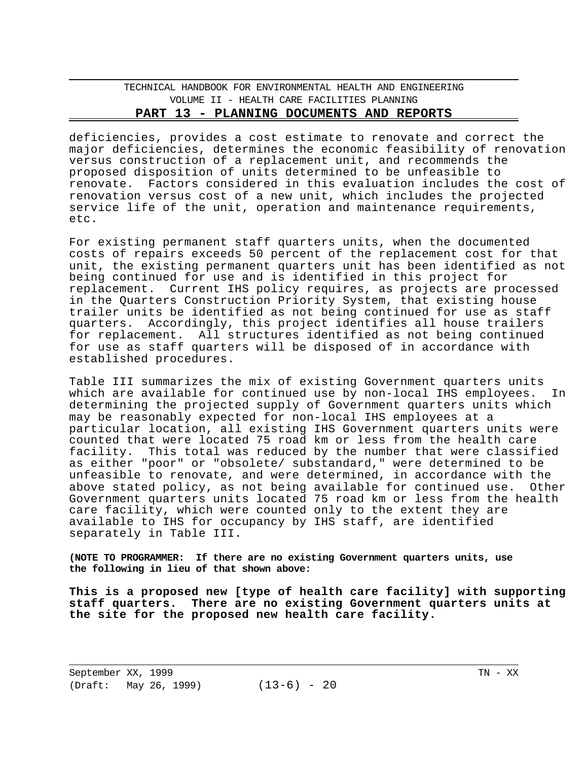deficiencies, provides a cost estimate to renovate and correct the major deficiencies, determines the economic feasibility of renovation versus construction of a replacement unit, and recommends the proposed disposition of units determined to be unfeasible to renovate. Factors considered in this evaluation includes the cost of renovation versus cost of a new unit, which includes the projected service life of the unit, operation and maintenance requirements, etc.

For existing permanent staff quarters units, when the documented costs of repairs exceeds 50 percent of the replacement cost for that unit, the existing permanent quarters unit has been identified as not being continued for use and is identified in this project for replacement. Current IHS policy requires, as projects are processed in the Quarters Construction Priority System, that existing house trailer units be identified as not being continued for use as staff quarters. Accordingly, this project identifies all house trailers for replacement. All structures identified as not being continued for use as staff quarters will be disposed of in accordance with established procedures.

Table III summarizes the mix of existing Government quarters units which are available for continued use by non-local IHS employees. In determining the projected supply of Government quarters units which may be reasonably expected for non-local IHS employees at a particular location, all existing IHS Government quarters units were counted that were located 75 road km or less from the health care facility. This total was reduced by the number that were classified as either "poor" or "obsolete/ substandard," were determined to be unfeasible to renovate, and were determined, in accordance with the above stated policy, as not being available for continued use. Other Government quarters units located 75 road km or less from the health care facility, which were counted only to the extent they are available to IHS for occupancy by IHS staff, are identified separately in Table III.

**(NOTE TO PROGRAMMER: If there are no existing Government quarters units, use the following in lieu of that shown above:**

**This is a proposed new [type of health care facility] with supporting staff quarters. There are no existing Government quarters units at the site for the proposed new health care facility.**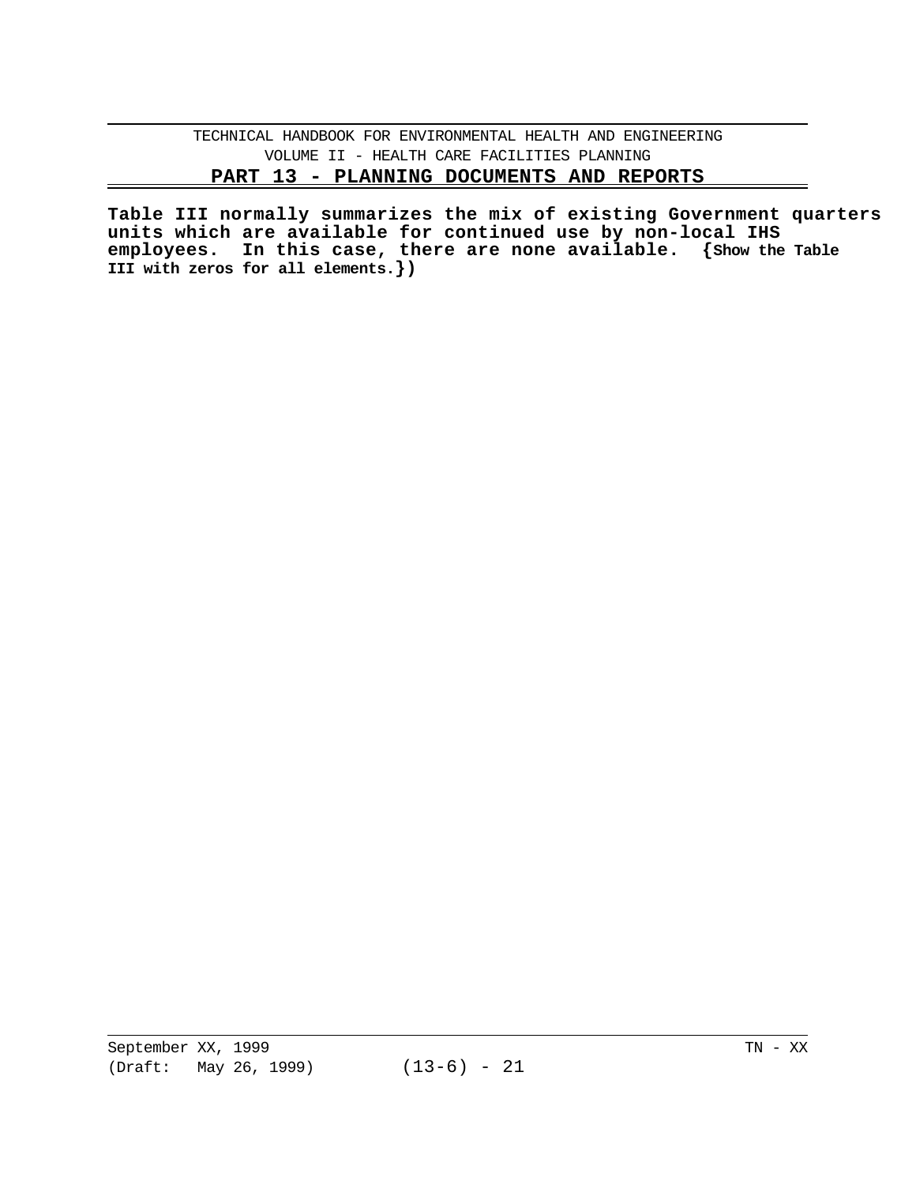**Table III normally summarizes the mix of existing Government quarters units which are available for continued use by non-local IHS employees. In this case, there are none available. {Show the Table III with zeros for all elements.})**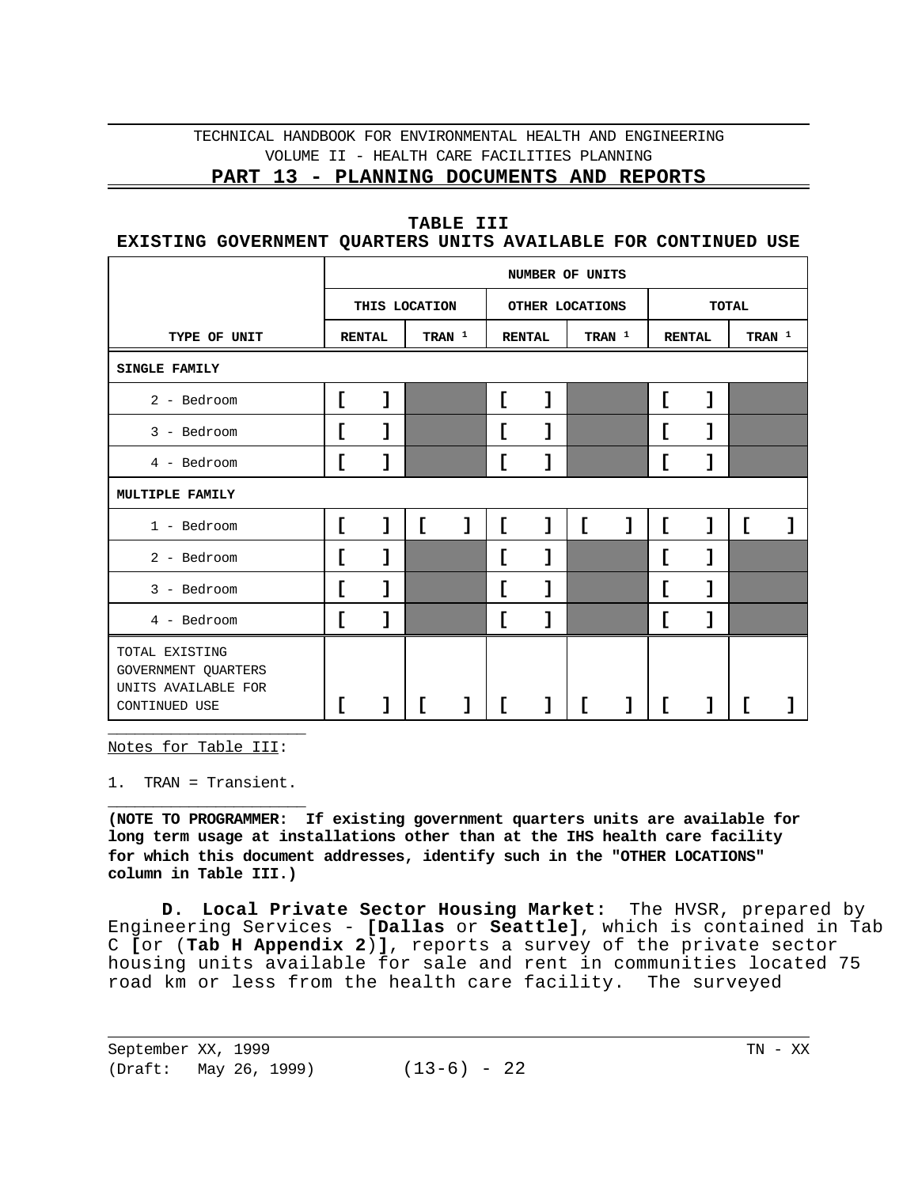**TABLE III**
**EXISTING GOVERNMENT QUARTERS UNITS AVAILABLE FOR CONTINUED USE**

| | NUMBER OF UNITS | | | | | |
|---|---|---|---|---|---|---|
| | THIS LOCATION | | OTHER LOCATIONS | | TOTAL | |
| **TYPE OF UNIT** | **RENTAL** | **TRAN [1]** | **RENTAL** | **TRAN [1]** | **RENTAL** | **TRAN [1]** |
| **SINGLE FAMILY** | | | | | | |
| 2 - Bedroom | [ ] | | [ ] | | [ ] | |
| 3 - Bedroom | [ ] | | [ ] | | [ ] | |
| 4 - Bedroom | [ ] | | [ ] | | [ ] | |
| **MULTIPLE FAMILY** | | | | | | |
| 1 - Bedroom | [ ] | [ ] | [ ] | [ ] | [ ] | [ ] |
| 2 - Bedroom | [ ] | | [ ] | | [ ] | |
| 3 - Bedroom | [ ] | | [ ] | | [ ] | |
| 4 - Bedroom | [ ] | | [ ] | | [ ] | |
| TOTAL EXISTING GOVERNMENT QUARTERS UNITS AVAILABLE FOR CONTINUED USE | [ ] | [ ] | [ ] | [ ] | [ ] | [ ] |

Notes for Table III:

1. TRAN = Transient.

**(NOTE TO PROGRAMMER: If existing government quarters units are available for long term usage at installations other than at the IHS health care facility for which this document addresses, identify such in the "OTHER LOCATIONS" column in Table III.)**

**D. Local Private Sector Housing Market:** The HVSR, prepared by Engineering Services - **[Dallas** or **Seattle]**, which is contained in Tab C **[**or (**Tab H Appendix 2**)**]**, reports a survey of the private sector housing units available for sale and rent in communities located 75 road km or less from the health care facility. The surveyed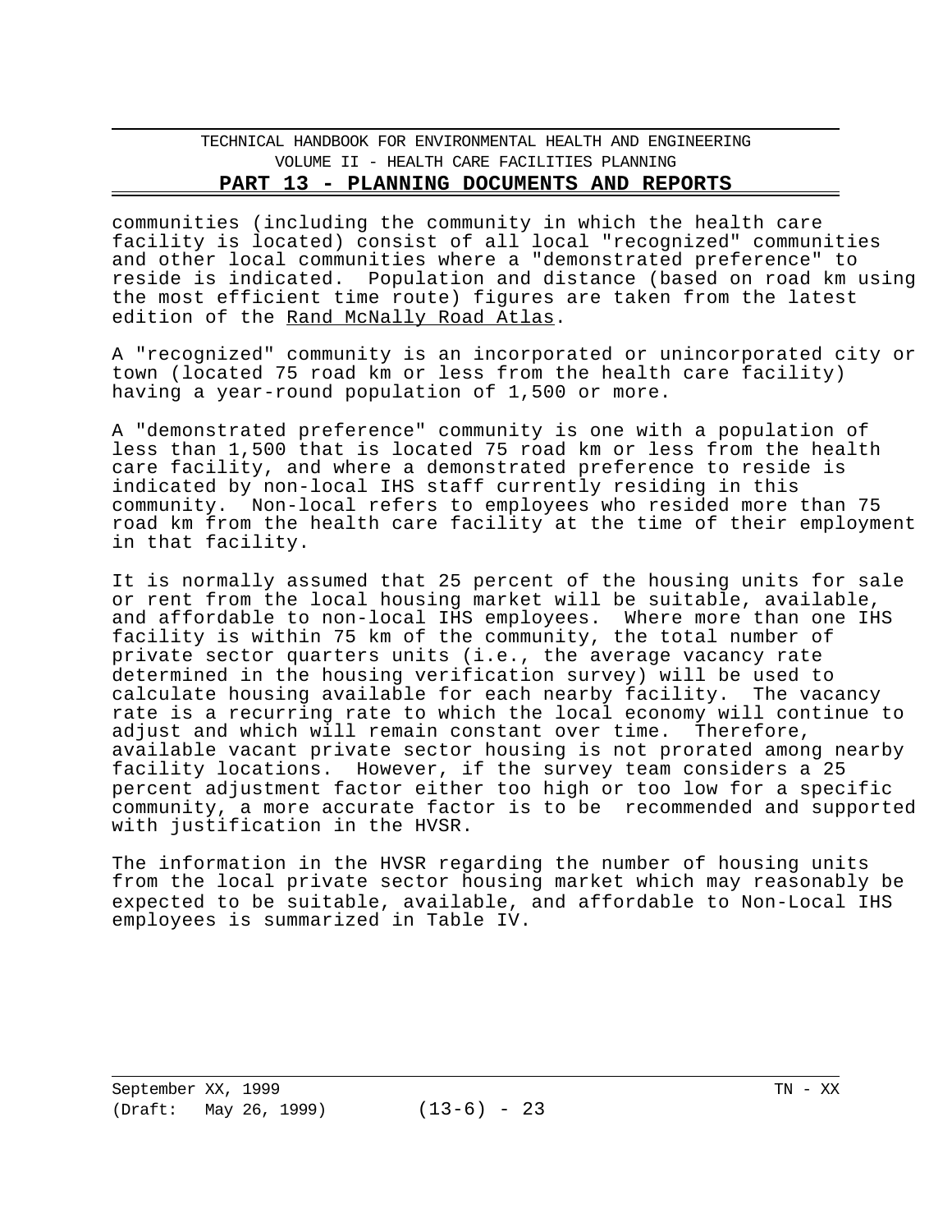communities (including the community in which the health care facility is located) consist of all local "recognized" communities and other local communities where a "demonstrated preference" to reside is indicated. Population and distance (based on road km using the most efficient time route) figures are taken from the latest edition of the Rand McNally Road Atlas.

A "recognized" community is an incorporated or unincorporated city or town (located 75 road km or less from the health care facility) having a year-round population of 1,500 or more.

A "demonstrated preference" community is one with a population of less than 1,500 that is located 75 road km or less from the health care facility, and where a demonstrated preference to reside is indicated by non-local IHS staff currently residing in this community. Non-local refers to employees who resided more than 75 road km from the health care facility at the time of their employment in that facility.

It is normally assumed that 25 percent of the housing units for sale or rent from the local housing market will be suitable, available, and affordable to non-local IHS employees. Where more than one IHS facility is within 75 km of the community, the total number of private sector quarters units (i.e., the average vacancy rate determined in the housing verification survey) will be used to calculate housing available for each nearby facility. The vacancy rate is a recurring rate to which the local economy will continue to adjust and which will remain constant over time. Therefore, available vacant private sector housing is not prorated among nearby facility locations. However, if the survey team considers a 25 percent adjustment factor either too high or too low for a specific community, a more accurate factor is to be recommended and supported with justification in the HVSR.

The information in the HVSR regarding the number of housing units from the local private sector housing market which may reasonably be expected to be suitable, available, and affordable to Non-Local IHS employees is summarized in Table IV.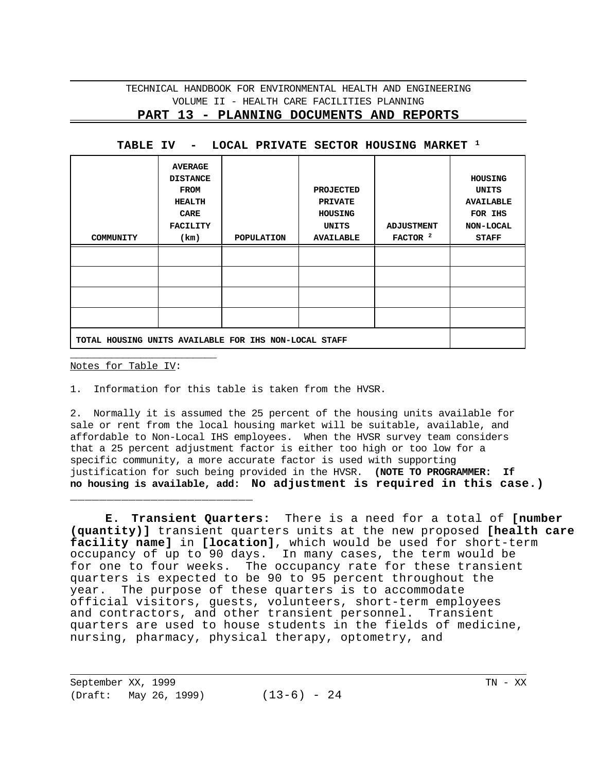**TABLE IV - LOCAL PRIVATE SECTOR HOUSING MARKET [1]**

| COMMUNITY | AVERAGE DISTANCE FROM HEALTH CARE FACILITY (km) | POPULATION | PROJECTED PRIVATE HOUSING UNITS AVAILABLE | ADJUSTMENT FACTOR [2] | HOUSING UNITS AVAILABLE FOR IHS NON-LOCAL STAFF |
|---|---|---|---|---|---|
| | | | | | |
| | | | | | |
| | | | | | |
| | | | | | |
| **TOTAL HOUSING UNITS AVAILABLE FOR IHS NON-LOCAL STAFF** | | | | | |

Notes for Table IV:

1. Information for this table is taken from the HVSR.

2. Normally it is assumed the 25 percent of the housing units available for sale or rent from the local housing market will be suitable, available, and affordable to Non-Local IHS employees. When the HVSR survey team considers that a 25 percent adjustment factor is either too high or too low for a specific community, a more accurate factor is used with supporting justification for such being provided in the HVSR. **(NOTE TO PROGRAMMER: If no housing is available, add: No adjustment is required in this case.)**

**E. Transient Quarters:** There is a need for a total of **[number (quantity)]** transient quarters units at the new proposed **[health care facility name]** in **[location]**, which would be used for short-term occupancy of up to 90 days. In many cases, the term would be for one to four weeks. The occupancy rate for these transient quarters is expected to be 90 to 95 percent throughout the year. The purpose of these quarters is to accommodate official visitors, guests, volunteers, short-term employees and contractors, and other transient personnel. Transient quarters are used to house students in the fields of medicine, nursing, pharmacy, physical therapy, optometry, and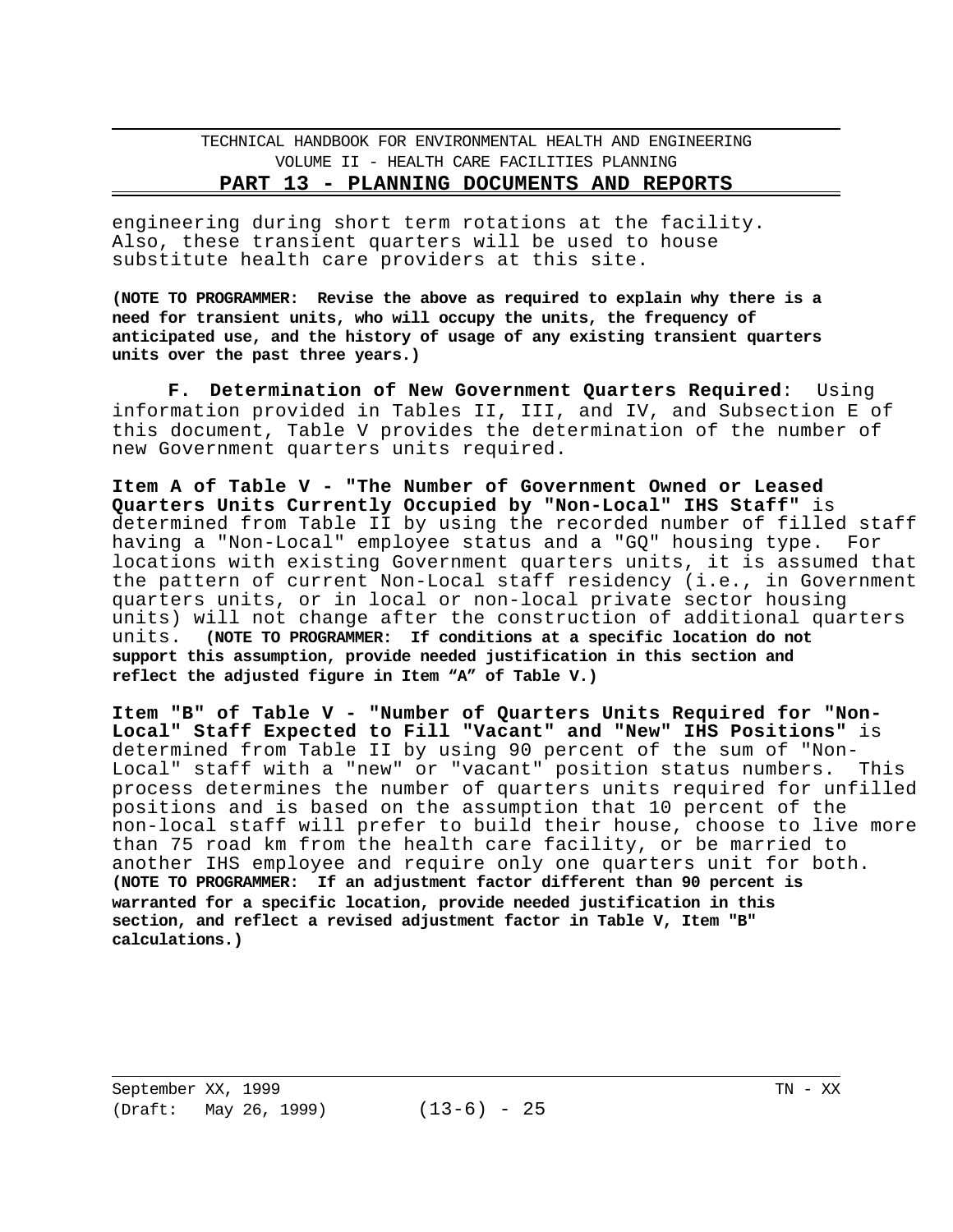engineering during short term rotations at the facility. Also, these transient quarters will be used to house substitute health care providers at this site.

**(NOTE TO PROGRAMMER: Revise the above as required to explain why there is a need for transient units, who will occupy the units, the frequency of anticipated use, and the history of usage of any existing transient quarters units over the past three years.)**

**F. Determination of New Government Quarters Required**: Using information provided in Tables II, III, and IV, and Subsection E of this document, Table V provides the determination of the number of new Government quarters units required.

**Item A of Table V - "The Number of Government Owned or Leased Quarters Units Currently Occupied by "Non-Local" IHS Staff"** is determined from Table II by using the recorded number of filled staff having a "Non-Local" employee status and a "GQ" housing type. For locations with existing Government quarters units, it is assumed that the pattern of current Non-Local staff residency (i.e., in Government quarters units, or in local or non-local private sector housing units) will not change after the construction of additional quarters units. **(NOTE TO PROGRAMMER: If conditions at a specific location do not support this assumption, provide needed justification in this section and reflect the adjusted figure in Item "A" of Table V.)**

**Item "B" of Table V - "Number of Quarters Units Required for "Non-Local" Staff Expected to Fill "Vacant" and "New" IHS Positions"** is determined from Table II by using 90 percent of the sum of "Non-Local" staff with a "new" or "vacant" position status numbers. This process determines the number of quarters units required for unfilled positions and is based on the assumption that 10 percent of the non-local staff will prefer to build their house, choose to live more than 75 road km from the health care facility, or be married to another IHS employee and require only one quarters unit for both. **(NOTE TO PROGRAMMER: If an adjustment factor different than 90 percent is warranted for a specific location, provide needed justification in this section, and reflect a revised adjustment factor in Table V, Item "B" calculations.)**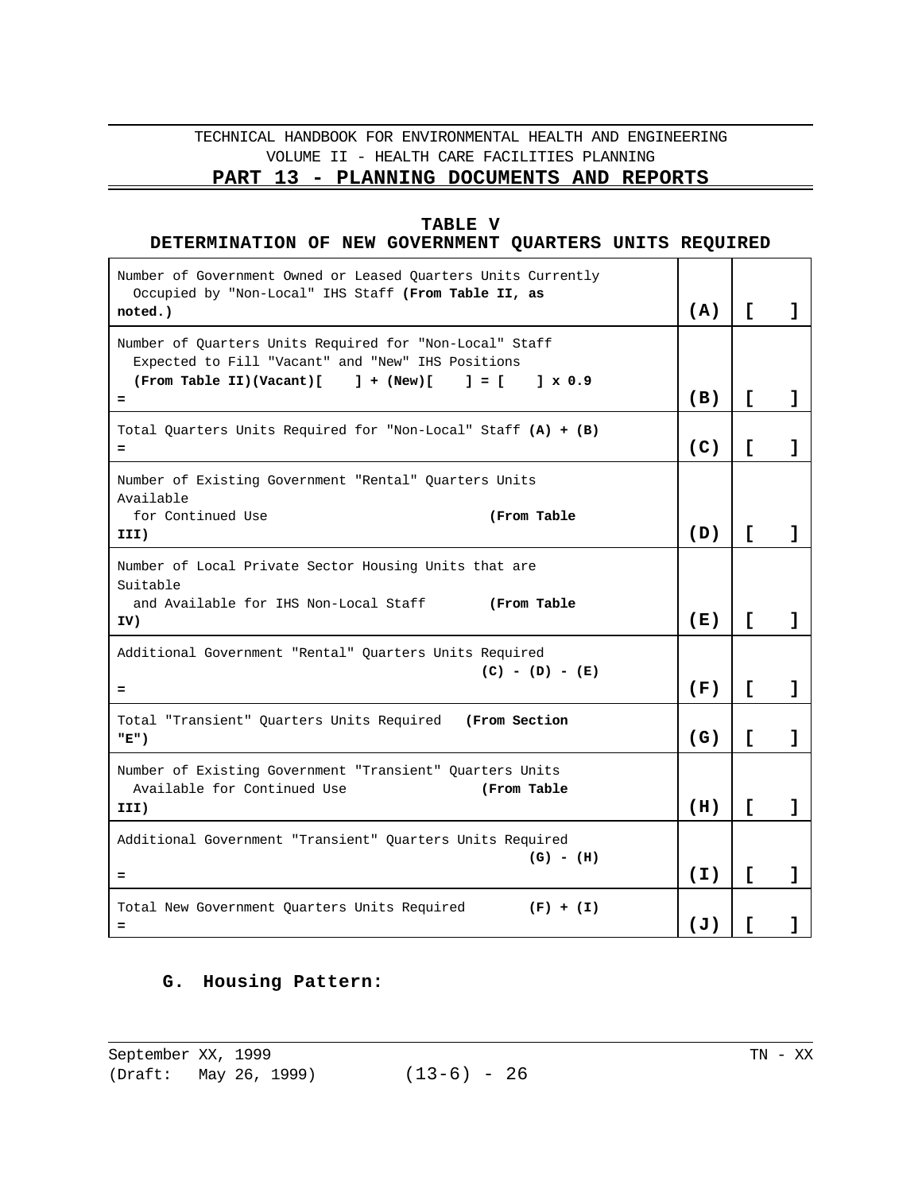**TABLE V**
**DETERMINATION OF NEW GOVERNMENT QUARTERS UNITS REQUIRED**

| Description | Line | Value |
|---|---|---|
| Number of Government Owned or Leased Quarters Units Currently Occupied by "Non-Local" IHS Staff **(From Table II, as noted.)** | **(A)** | **[ ]** |
| Number of Quarters Units Required for "Non-Local" Staff Expected to Fill "Vacant" and "New" IHS Positions **(From Table II)(Vacant)[ ] + (New)[ ] = [ ] x 0.9 =** | **(B)** | **[ ]** |
| Total Quarters Units Required for "Non-Local" Staff **(A) + (B) =** | **(C)** | **[ ]** |
| Number of Existing Government "Rental" Quarters Units Available for Continued Use **(From Table III)** | **(D)** | **[ ]** |
| Number of Local Private Sector Housing Units that are Suitable and Available for IHS Non-Local Staff **(From Table IV)** | **(E)** | **[ ]** |
| Additional Government "Rental" Quarters Units Required **(C) - (D) - (E) =** | **(F)** | **[ ]** |
| Total "Transient" Quarters Units Required **(From Section "E")** | **(G)** | **[ ]** |
| Number of Existing Government "Transient" Quarters Units Available for Continued Use **(From Table III)** | **(H)** | **[ ]** |
| Additional Government "Transient" Quarters Units Required **(G) - (H) =** | **(I)** | **[ ]** |
| Total New Government Quarters Units Required **(F) + (I) =** | **(J)** | **[ ]** |

**G. Housing Pattern:**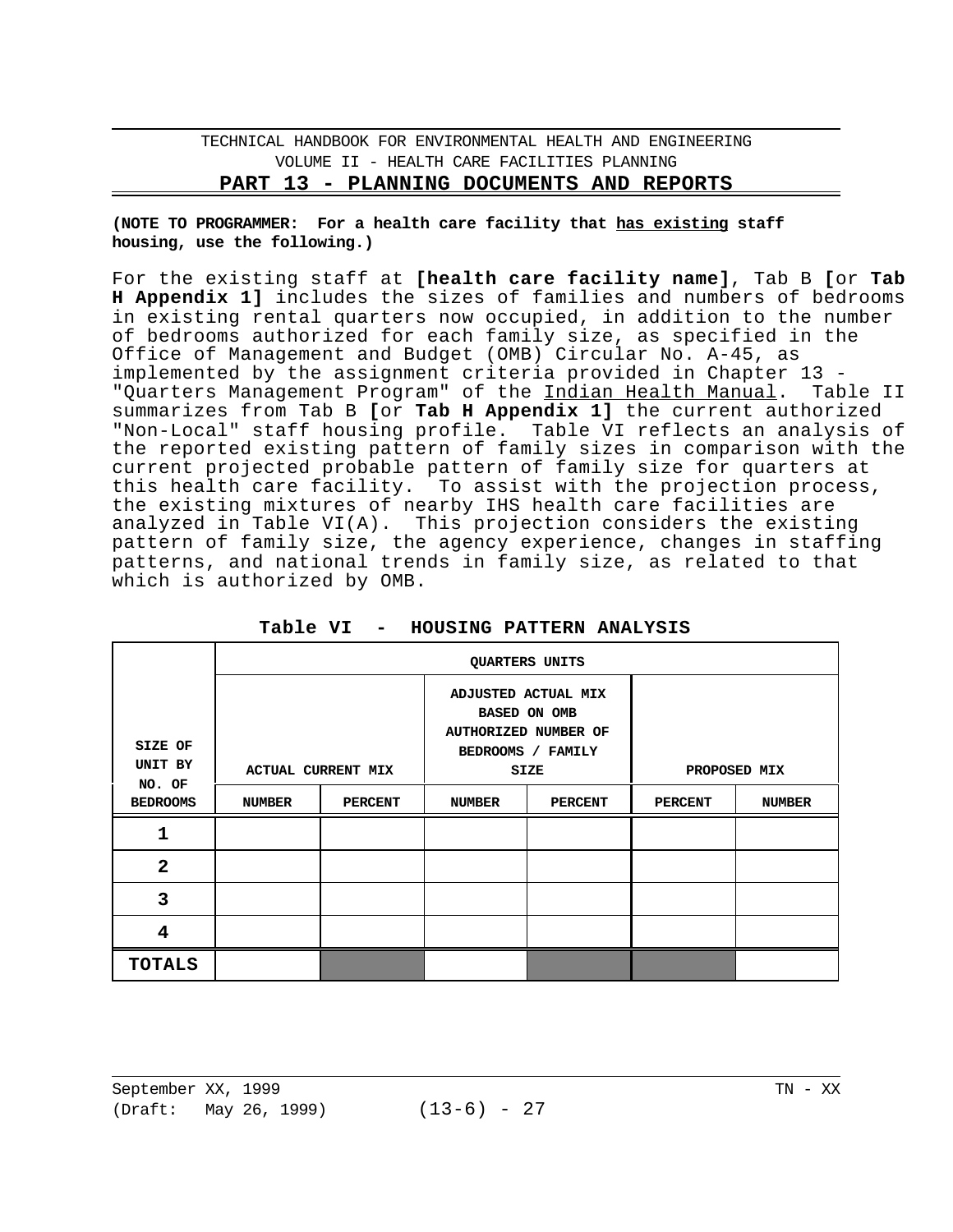**(NOTE TO PROGRAMMER: For a health care facility that <u>has existing</u> staff housing, use the following.)**

For the existing staff at **[health care facility name]**, Tab B **[**or **Tab H Appendix 1]** includes the sizes of families and numbers of bedrooms in existing rental quarters now occupied, in addition to the number of bedrooms authorized for each family size, as specified in the Office of Management and Budget (OMB) Circular No. A-45, as implemented by the assignment criteria provided in Chapter 13 - "Quarters Management Program" of the <u>Indian Health Manual</u>. Table II summarizes from Tab B **[**or **Tab H Appendix 1]** the current authorized "Non-Local" staff housing profile. Table VI reflects an analysis of the reported existing pattern of family sizes in comparison with the current projected probable pattern of family size for quarters at this health care facility. To assist with the projection process, the existing mixtures of nearby IHS health care facilities are analyzed in Table VI(A). This projection considers the existing pattern of family size, the agency experience, changes in staffing patterns, and national trends in family size, as related to that which is authorized by OMB.

**Table VI - HOUSING PATTERN ANALYSIS**

| SIZE OF UNIT BY NO. OF BEDROOMS | QUARTERS UNITS | | | | | |
|---|---|---|---|---|---|---|
| | ACTUAL CURRENT MIX | | ADJUSTED ACTUAL MIX BASED ON OMB AUTHORIZED NUMBER OF BEDROOMS / FAMILY SIZE | | PROPOSED MIX | |
| | NUMBER | PERCENT | NUMBER | PERCENT | PERCENT | NUMBER |
| **1** | | | | | | |
| **2** | | | | | | |
| **3** | | | | | | |
| **4** | | | | | | |
| **TOTALS** | | | | | | |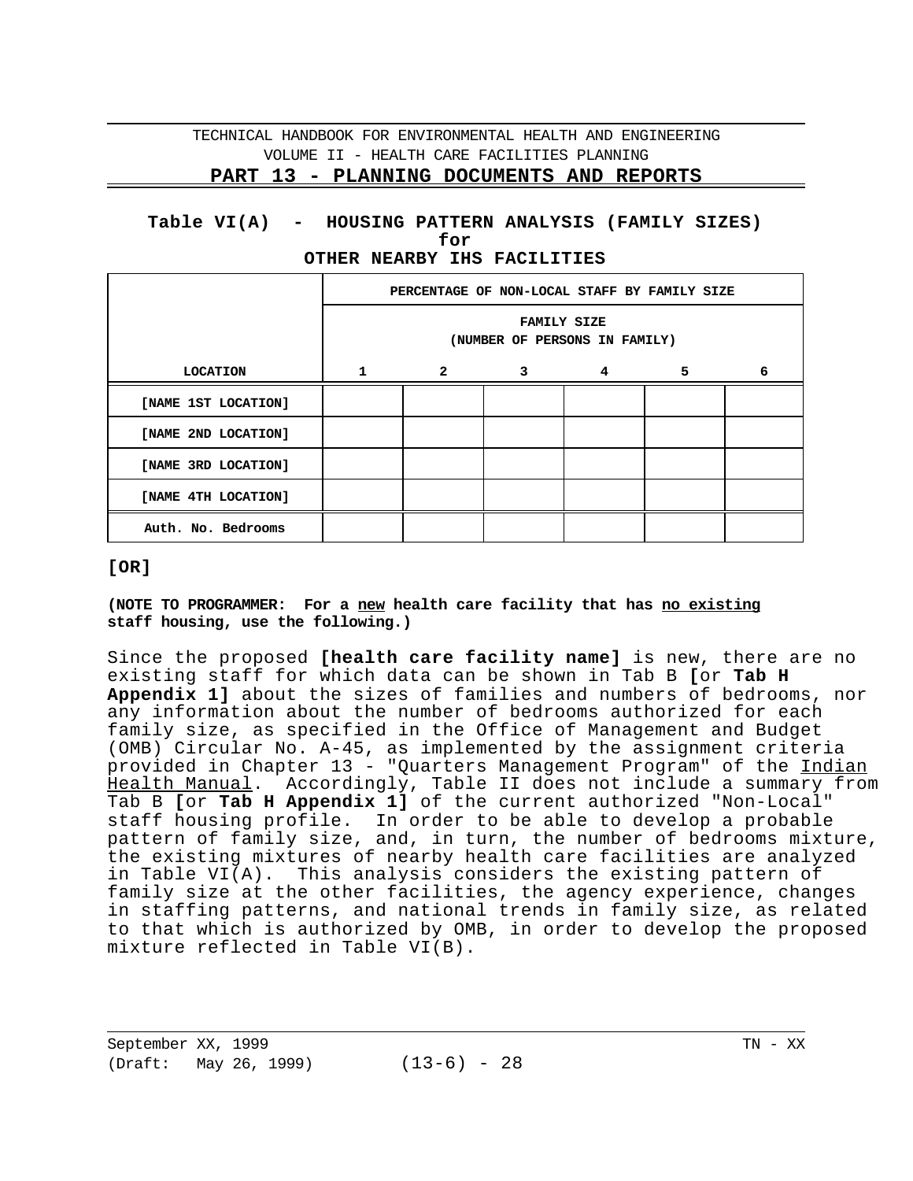**Table VI(A) - HOUSING PATTERN ANALYSIS (FAMILY SIZES)**
**for**
**OTHER NEARBY IHS FACILITIES**

| | **PERCENTAGE OF NON-LOCAL STAFF BY FAMILY SIZE** | | | | | |
|---|---|---|---|---|---|---|
| | **FAMILY SIZE (NUMBER OF PERSONS IN FAMILY)** | | | | | |
| **LOCATION** | **1** | **2** | **3** | **4** | **5** | **6** |
| **[NAME 1ST LOCATION]** | | | | | | |
| **[NAME 2ND LOCATION]** | | | | | | |
| **[NAME 3RD LOCATION]** | | | | | | |
| **[NAME 4TH LOCATION]** | | | | | | |
| **Auth. No. Bedrooms** | | | | | | |

**[OR]**

**(NOTE TO PROGRAMMER: For a <u>new</u> health care facility that has <u>no existing</u> staff housing, use the following.)**

Since the proposed **[health care facility name]** is new, there are no existing staff for which data can be shown in Tab B **[**or **Tab H Appendix 1]** about the sizes of families and numbers of bedrooms, nor any information about the number of bedrooms authorized for each family size, as specified in the Office of Management and Budget (OMB) Circular No. A-45, as implemented by the assignment criteria provided in Chapter 13 - "Quarters Management Program" of the <u>Indian Health Manual</u>. Accordingly, Table II does not include a summary from Tab B **[**or **Tab H Appendix 1]** of the current authorized "Non-Local" staff housing profile. In order to be able to develop a probable pattern of family size, and, in turn, the number of bedrooms mixture, the existing mixtures of nearby health care facilities are analyzed in Table VI(A). This analysis considers the existing pattern of family size at the other facilities, the agency experience, changes in staffing patterns, and national trends in family size, as related to that which is authorized by OMB, in order to develop the proposed mixture reflected in Table VI(B).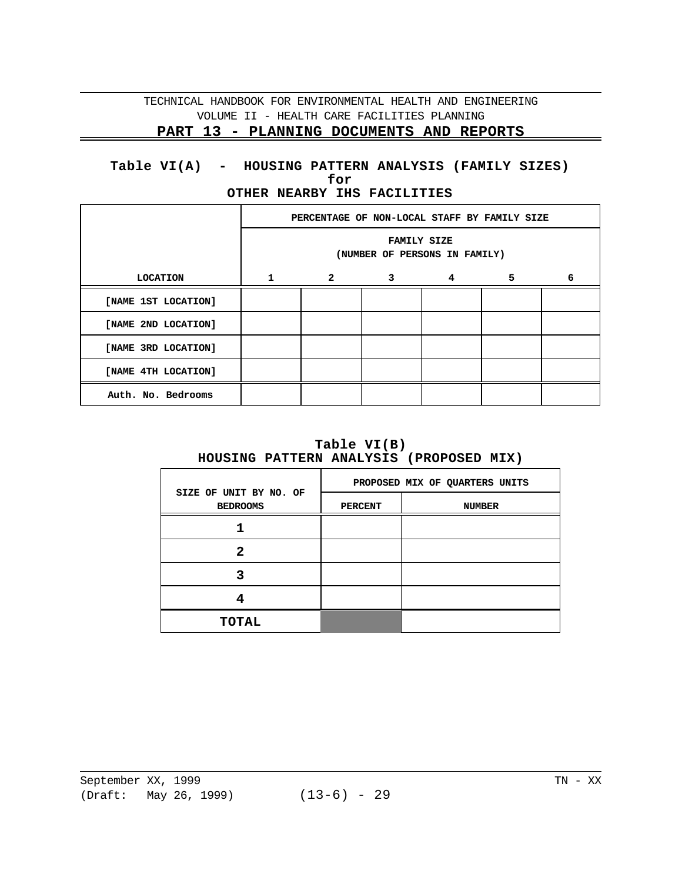## Table VI(A) - HOUSING PATTERN ANALYSIS (FAMILY SIZES) for OTHER NEARBY IHS FACILITIES

| | PERCENTAGE OF NON-LOCAL STAFF BY FAMILY SIZE | | | | | |
|---|---|---|---|---|---|---|
| | FAMILY SIZE (NUMBER OF PERSONS IN FAMILY) | | | | | |
| LOCATION | 1 | 2 | 3 | 4 | 5 | 6 |
| [NAME 1ST LOCATION] | | | | | | |
| [NAME 2ND LOCATION] | | | | | | |
| [NAME 3RD LOCATION] | | | | | | |
| [NAME 4TH LOCATION] | | | | | | |
| Auth. No. Bedrooms | | | | | | |

## Table VI(B) HOUSING PATTERN ANALYSIS (PROPOSED MIX)

| SIZE OF UNIT BY NO. OF BEDROOMS | PROPOSED MIX OF QUARTERS UNITS | |
|---|---|---|
| | PERCENT | NUMBER |
| **1** | | |
| **2** | | |
| **3** | | |
| **4** | | |
| **TOTAL** | | |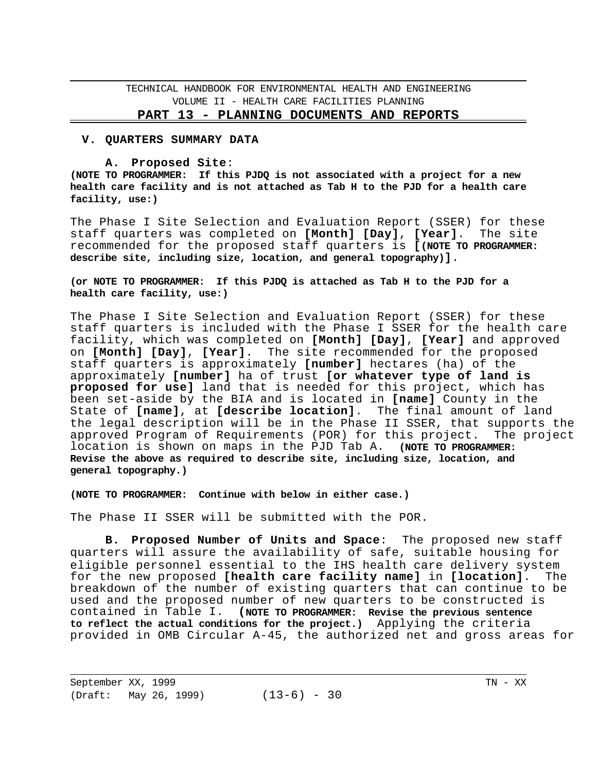## V. QUARTERS SUMMARY DATA

### A. Proposed Site:

**(NOTE TO PROGRAMMER: If this PJDQ is not associated with a project for a new health care facility and is not attached as Tab H to the PJD for a health care facility, use:)**

The Phase I Site Selection and Evaluation Report (SSER) for these staff quarters was completed on **[Month] [Day]**, **[Year]**. The site recommended for the proposed staff quarters is **[(NOTE TO PROGRAMMER: describe site, including size, location, and general topography)]**.

**(or NOTE TO PROGRAMMER: If this PJDQ is attached as Tab H to the PJD for a health care facility, use:)**

The Phase I Site Selection and Evaluation Report (SSER) for these staff quarters is included with the Phase I SSER for the health care facility, which was completed on **[Month] [Day]**, **[Year]** and approved on **[Month] [Day]**, **[Year]**. The site recommended for the proposed staff quarters is approximately **[number]** hectares (ha) of the approximately **[number]** ha of trust **[or whatever type of land is proposed for use]** land that is needed for this project, which has been set-aside by the BIA and is located in **[name]** County in the State of **[name]**, at **[describe location]**. The final amount of land the legal description will be in the Phase II SSER, that supports the approved Program of Requirements (POR) for this project. The project location is shown on maps in the PJD Tab A. **(NOTE TO PROGRAMMER: Revise the above as required to describe site, including size, location, and general topography.)**

**(NOTE TO PROGRAMMER: Continue with below in either case.)**

The Phase II SSER will be submitted with the POR.

**B. Proposed Number of Units and Space**: The proposed new staff quarters will assure the availability of safe, suitable housing for eligible personnel essential to the IHS health care delivery system for the new proposed **[health care facility name]** in **[location]**. The breakdown of the number of existing quarters that can continue to be used and the proposed number of new quarters to be constructed is contained in Table I. **(NOTE TO PROGRAMMER: Revise the previous sentence to reflect the actual conditions for the project.)** Applying the criteria provided in OMB Circular A-45, the authorized net and gross areas for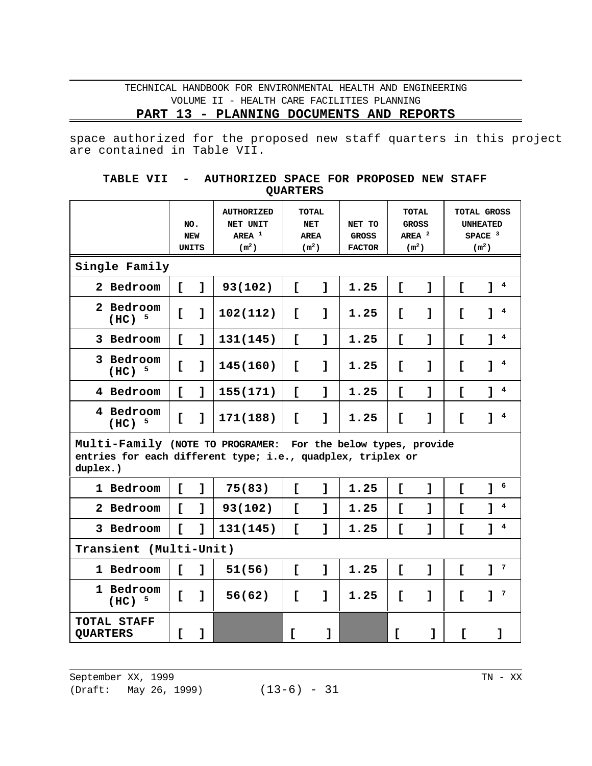space authorized for the proposed new staff quarters in this project are contained in Table VII.

**TABLE VII - AUTHORIZED SPACE FOR PROPOSED NEW STAFF QUARTERS**

| | NO. NEW UNITS | AUTHORIZED NET UNIT AREA [1] ($m^2$) | TOTAL NET AREA ($m^2$) | NET TO GROSS FACTOR | TOTAL GROSS AREA [2] ($m^2$) | TOTAL GROSS UNHEATED SPACE [3] ($m^2$) |
|---|---|---|---|---|---|---|
| **Single Family** | | | | | | |
| **2 Bedroom** | **[ ]** | **93(102)** | **[ ]** | **1.25** | **[ ]** | **[ ]** [4] |
| **2 Bedroom (HC)** [5] | **[ ]** | **102(112)** | **[ ]** | **1.25** | **[ ]** | **[ ]** [4] |
| **3 Bedroom** | **[ ]** | **131(145)** | **[ ]** | **1.25** | **[ ]** | **[ ]** [4] |
| **3 Bedroom (HC)** [5] | **[ ]** | **145(160)** | **[ ]** | **1.25** | **[ ]** | **[ ]** [4] |
| **4 Bedroom** | **[ ]** | **155(171)** | **[ ]** | **1.25** | **[ ]** | **[ ]** [4] |
| **4 Bedroom (HC)** [5] | **[ ]** | **171(188)** | **[ ]** | **1.25** | **[ ]** | **[ ]** [4] |
| **Multi-Family (NOTE TO PROGRAMER: For the below types, provide entries for each different type; i.e., quadplex, triplex or duplex.)** | | | | | | |
| **1 Bedroom** | **[ ]** | **75(83)** | **[ ]** | **1.25** | **[ ]** | **[ ]** [6] |
| **2 Bedroom** | **[ ]** | **93(102)** | **[ ]** | **1.25** | **[ ]** | **[ ]** [4] |
| **3 Bedroom** | **[ ]** | **131(145)** | **[ ]** | **1.25** | **[ ]** | **[ ]** [4] |
| **Transient (Multi-Unit)** | | | | | | |
| **1 Bedroom** | **[ ]** | **51(56)** | **[ ]** | **1.25** | **[ ]** | **[ ]** [7] |
| **1 Bedroom (HC)** [5] | **[ ]** | **56(62)** | **[ ]** | **1.25** | **[ ]** | **[ ]** [7] |
| **TOTAL STAFF QUARTERS** | **[ ]** | | **[ ]** | | **[ ]** | **[ ]** |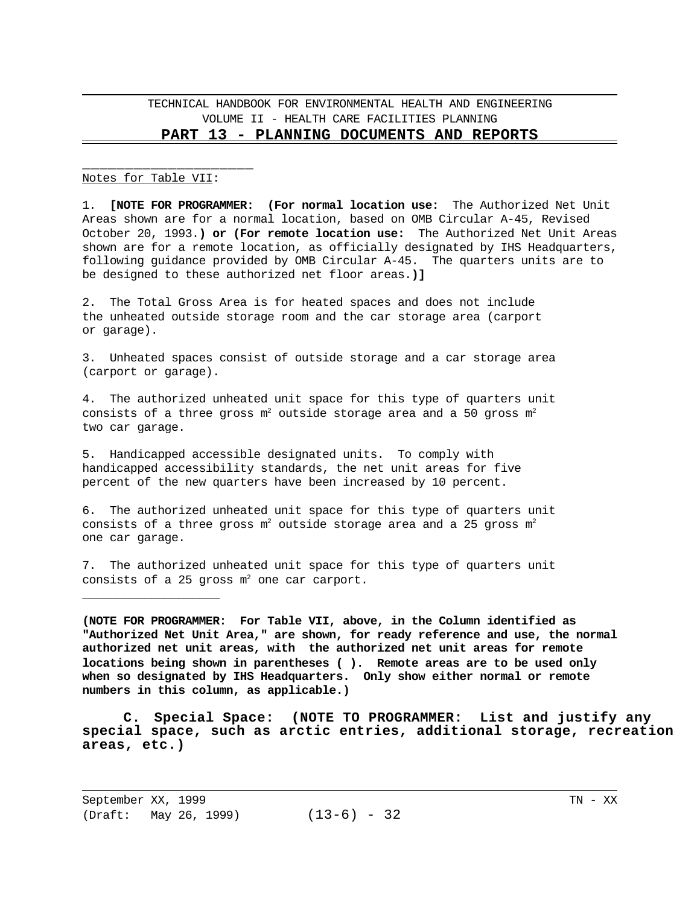Notes for Table VII:

1. **[NOTE FOR PROGRAMMER: (For normal location use:** The Authorized Net Unit Areas shown are for a normal location, based on OMB Circular A-45, Revised October 20, 1993.**) or (For remote location use:** The Authorized Net Unit Areas shown are for a remote location, as officially designated by IHS Headquarters, following guidance provided by OMB Circular A-45. The quarters units are to be designed to these authorized net floor areas.**)]**

2. The Total Gross Area is for heated spaces and does not include the unheated outside storage room and the car storage area (carport or garage).

3. Unheated spaces consist of outside storage and a car storage area (carport or garage).

4. The authorized unheated unit space for this type of quarters unit consists of a three gross $m^2$ outside storage area and a 50 gross $m^2$ two car garage.

5. Handicapped accessible designated units. To comply with handicapped accessibility standards, the net unit areas for five percent of the new quarters have been increased by 10 percent.

6. The authorized unheated unit space for this type of quarters unit consists of a three gross $m^2$ outside storage area and a 25 gross $m^2$ one car garage.

7. The authorized unheated unit space for this type of quarters unit consists of a 25 gross $m^2$ one car carport.

**(NOTE FOR PROGRAMMER: For Table VII, above, in the Column identified as "Authorized Net Unit Area," are shown, for ready reference and use, the normal authorized net unit areas, with the authorized net unit areas for remote locations being shown in parentheses ( ). Remote areas are to be used only when so designated by IHS Headquarters. Only show either normal or remote numbers in this column, as applicable.)**

**C. Special Space: (NOTE TO PROGRAMMER: List and justify any special space, such as arctic entries, additional storage, recreation areas, etc.)**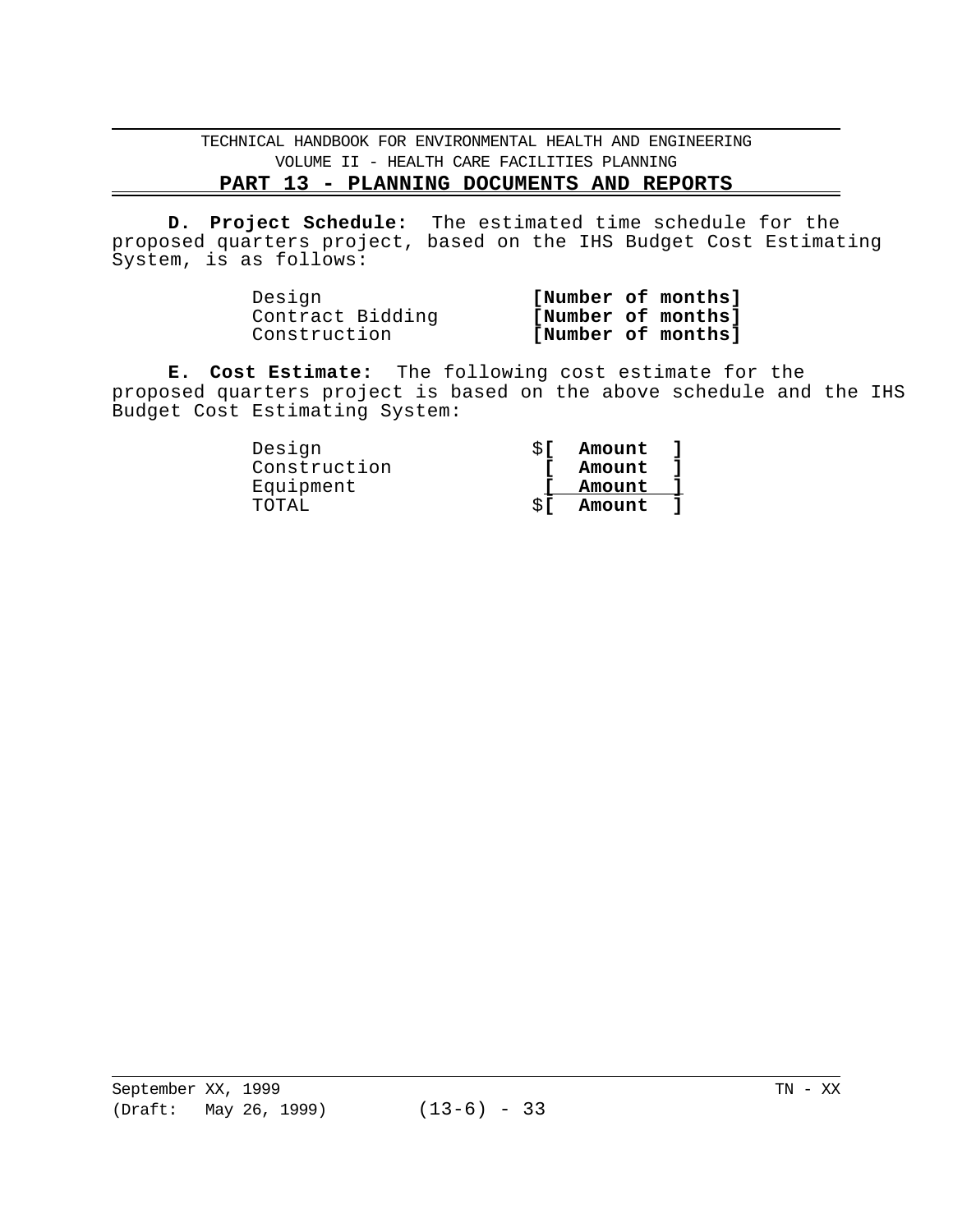**D. Project Schedule:** The estimated time schedule for the proposed quarters project, based on the IHS Budget Cost Estimating System, is as follows:

| | |
|---|---|
| Design | **[Number of months]** |
| Contract Bidding | **[Number of months]** |
| Construction | **[Number of months]** |

**E. Cost Estimate:** The following cost estimate for the proposed quarters project is based on the above schedule and the IHS Budget Cost Estimating System:

| | |
|---|---|
| Design | $**[ Amount ]** |
| Construction | **[ Amount ]** |
| Equipment | **[ Amount ]** |
| TOTAL | $**[ Amount ]** |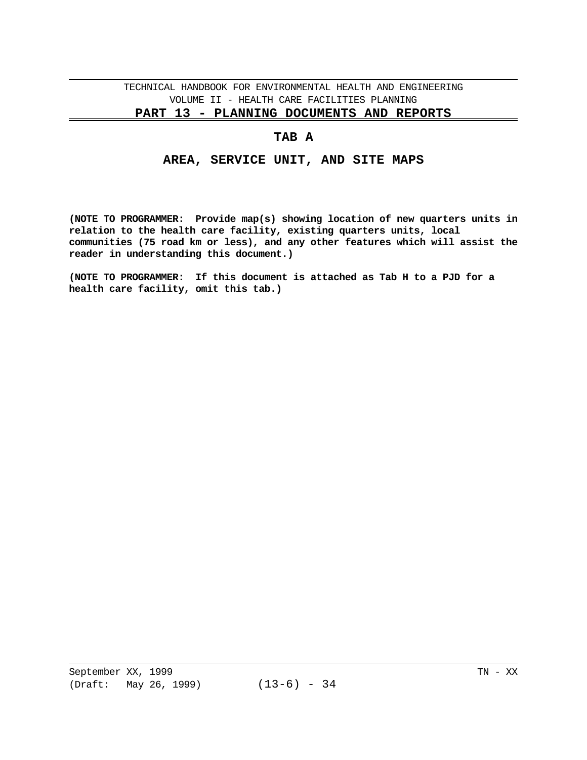## TAB A

## AREA, SERVICE UNIT, AND SITE MAPS

**(NOTE TO PROGRAMMER: Provide map(s) showing location of new quarters units in relation to the health care facility, existing quarters units, local communities (75 road km or less), and any other features which will assist the reader in understanding this document.)**

**(NOTE TO PROGRAMMER: If this document is attached as Tab H to a PJD for a health care facility, omit this tab.)**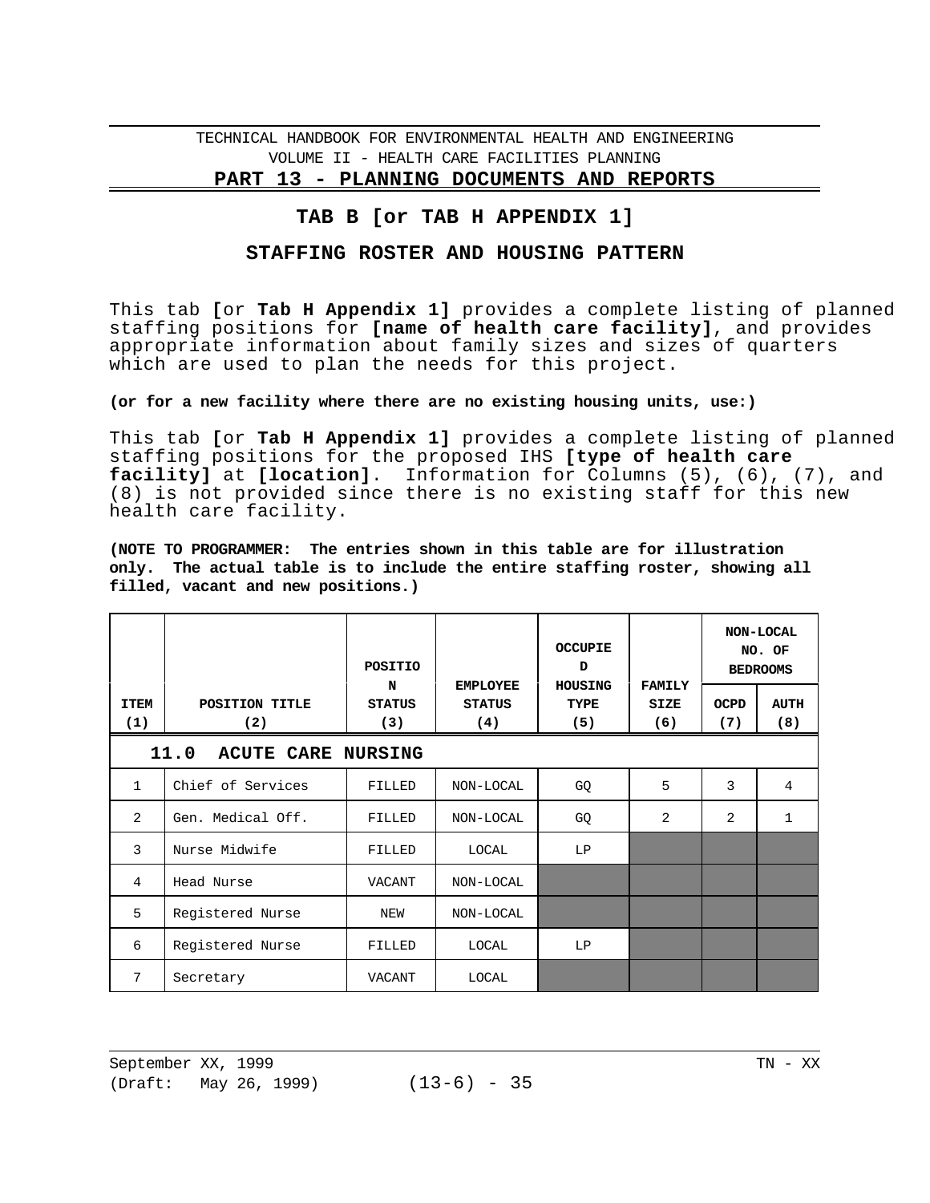## TAB B [or TAB H APPENDIX 1]

## STAFFING ROSTER AND HOUSING PATTERN

This tab **[**or **Tab H Appendix 1]** provides a complete listing of planned staffing positions for **[name of health care facility]**, and provides appropriate information about family sizes and sizes of quarters which are used to plan the needs for this project.

**(or for a new facility where there are no existing housing units, use:)**

This tab **[**or **Tab H Appendix 1]** provides a complete listing of planned staffing positions for the proposed IHS **[type of health care facility]** at **[location]**. Information for Columns (5), (6), (7), and (8) is not provided since there is no existing staff for this new health care facility.

**(NOTE TO PROGRAMMER: The entries shown in this table are for illustration only. The actual table is to include the entire staffing roster, showing all filled, vacant and new positions.)**

| ITEM (1) | POSITION TITLE (2) | POSITION STATUS (3) | EMPLOYEE STATUS (4) | OCCUPIED HOUSING TYPE (5) | FAMILY SIZE (6) | NON-LOCAL NO. OF BEDROOMS | |
|---|---|---|---|---|---|---|---|
| | | | | | | OCPD (7) | AUTH (8) |
| **11.0 ACUTE CARE NURSING** | | | | | | | |
| 1 | Chief of Services | FILLED | NON-LOCAL | GQ | 5 | 3 | 4 |
| 2 | Gen. Medical Off. | FILLED | NON-LOCAL | GQ | 2 | 2 | 1 |
| 3 | Nurse Midwife | FILLED | LOCAL | LP | | | |
| 4 | Head Nurse | VACANT | NON-LOCAL | | | | |
| 5 | Registered Nurse | NEW | NON-LOCAL | | | | |
| 6 | Registered Nurse | FILLED | LOCAL | LP | | | |
| 7 | Secretary | VACANT | LOCAL | | | | |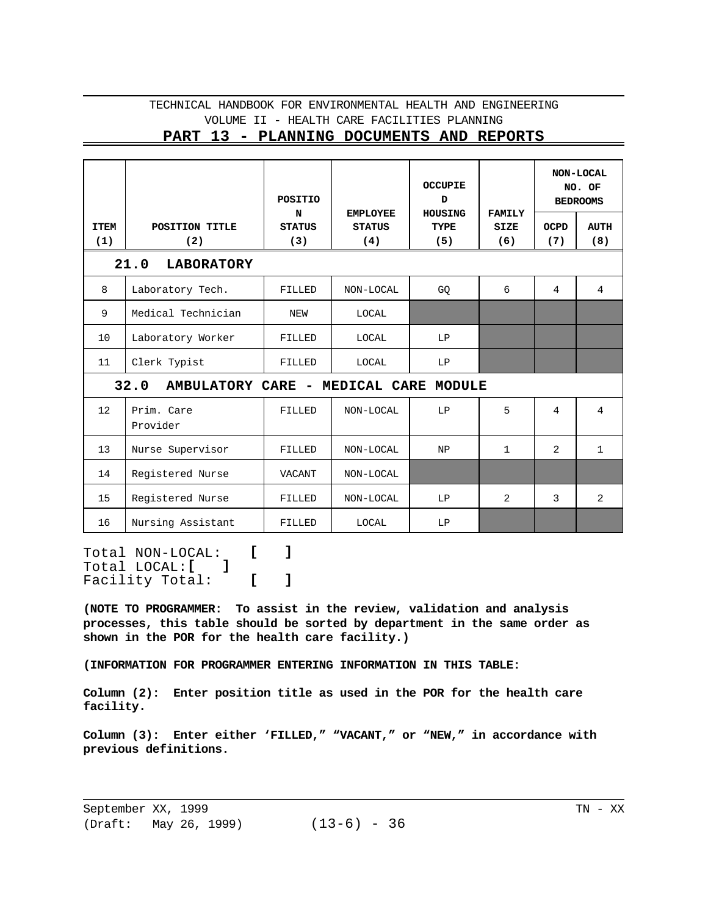| ITEM (1) | POSITION TITLE (2) | POSITION STATUS (3) | EMPLOYEE STATUS (4) | OCCUPIED HOUSING TYPE (5) | FAMILY SIZE (6) | NON-LOCAL NO. OF BEDROOMS | |
|---|---|---|---|---|---|---|---|
| | | | | | | OCPD (7) | AUTH (8) |
| **21.0 LABORATORY** | | | | | | | |
| 8 | Laboratory Tech. | FILLED | NON-LOCAL | GQ | 6 | 4 | 4 |
| 9 | Medical Technician | NEW | LOCAL | | | | |
| 10 | Laboratory Worker | FILLED | LOCAL | LP | | | |
| 11 | Clerk Typist | FILLED | LOCAL | LP | | | |
| **32.0 AMBULATORY CARE - MEDICAL CARE MODULE** | | | | | | | |
| 12 | Prim. Care Provider | FILLED | NON-LOCAL | LP | 5 | 4 | 4 |
| 13 | Nurse Supervisor | FILLED | NON-LOCAL | NP | 1 | 2 | 1 |
| 14 | Registered Nurse | VACANT | NON-LOCAL | | | | |
| 15 | Registered Nurse | FILLED | NON-LOCAL | LP | 2 | 3 | 2 |
| 16 | Nursing Assistant | FILLED | LOCAL | LP | | | |

Total NON-LOCAL: **[ ]**
Total LOCAL: **[ ]**
Facility Total: **[ ]**

**(NOTE TO PROGRAMMER: To assist in the review, validation and analysis processes, this table should be sorted by department in the same order as shown in the POR for the health care facility.)**

**(INFORMATION FOR PROGRAMMER ENTERING INFORMATION IN THIS TABLE:**

**Column (2): Enter position title as used in the POR for the health care facility.**

**Column (3): Enter either 'FILLED," "VACANT," or "NEW," in accordance with previous definitions.**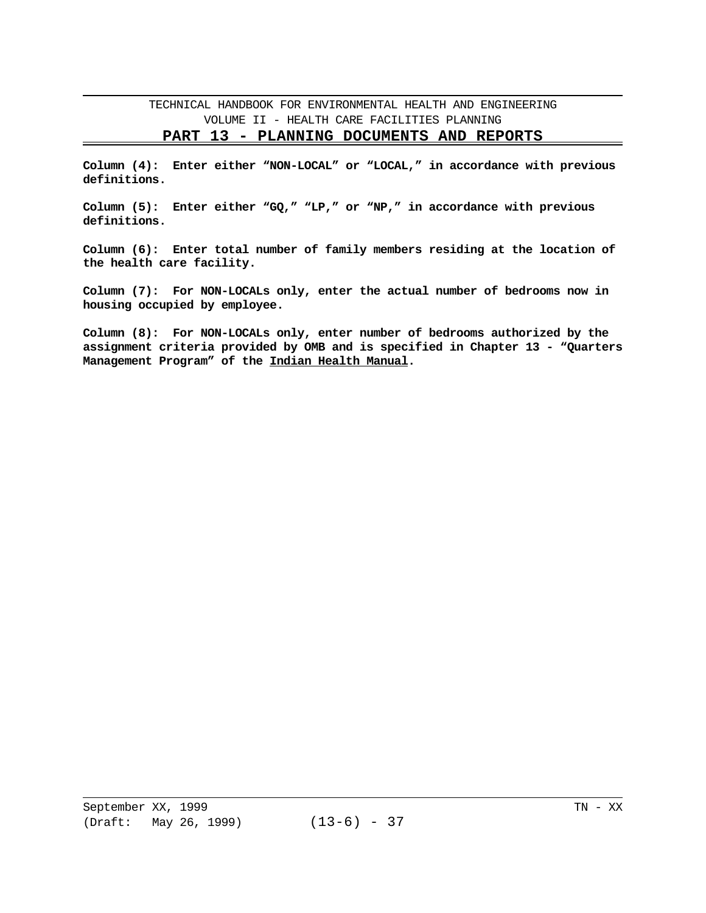**Column (4): Enter either "NON-LOCAL" or "LOCAL," in accordance with previous definitions.**

**Column (5): Enter either "GQ," "LP," or "NP," in accordance with previous definitions.**

**Column (6): Enter total number of family members residing at the location of the health care facility.**

**Column (7): For NON-LOCALs only, enter the actual number of bedrooms now in housing occupied by employee.**

**Column (8): For NON-LOCALs only, enter number of bedrooms authorized by the assignment criteria provided by OMB and is specified in Chapter 13 - "Quarters Management Program" of the <u>Indian Health Manual</u>.**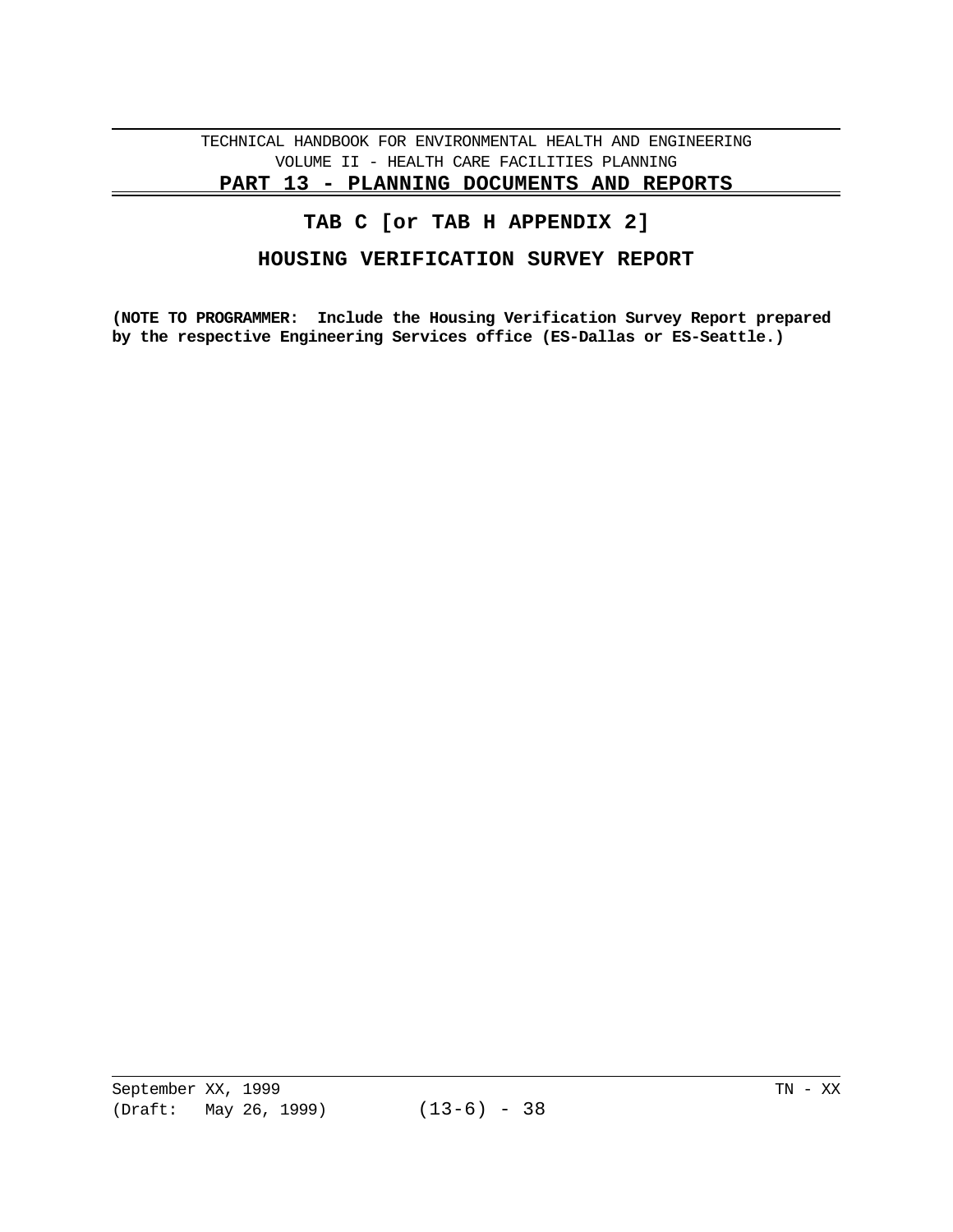## TAB C [or TAB H APPENDIX 2]

## HOUSING VERIFICATION SURVEY REPORT

**(NOTE TO PROGRAMMER: Include the Housing Verification Survey Report prepared by the respective Engineering Services office (ES-Dallas or ES-Seattle.)**